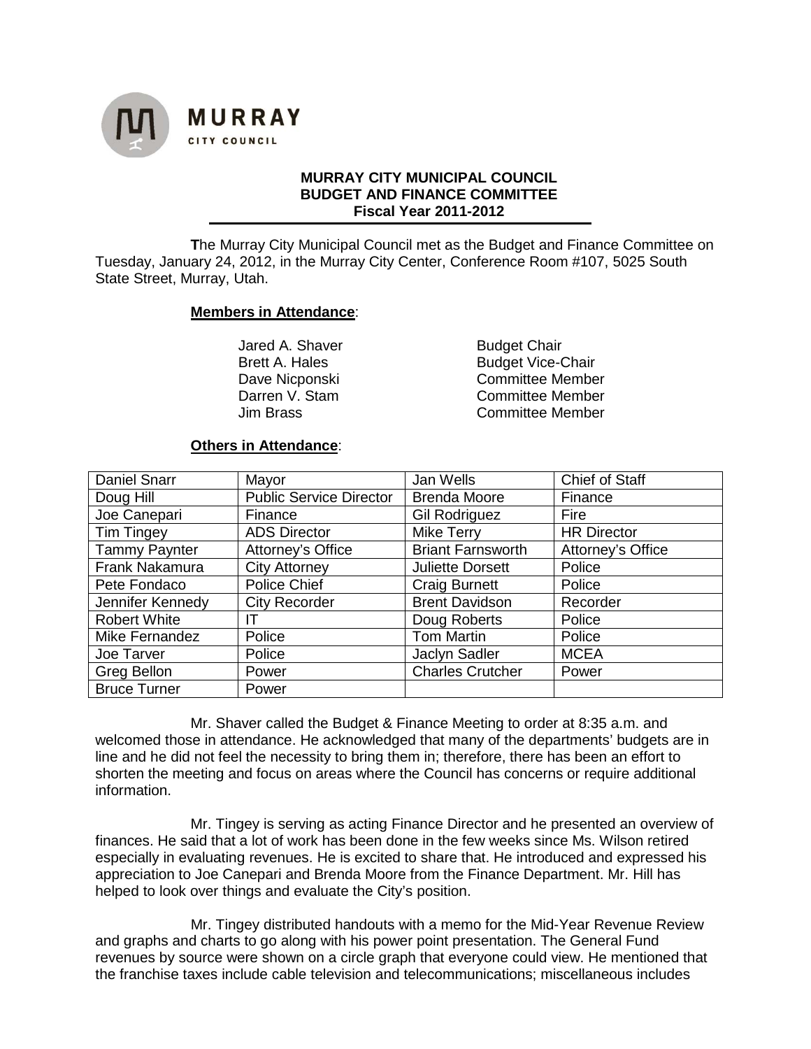**MURRAY CITY COUNCIL**

## MURRAY CITY MUNICIPAL COUNCIL
## BUDGET AND FINANCE COMMITTEE
## Fiscal Year 2011-2012

**T**he Murray City Municipal Council met as the Budget and Finance Committee on Tuesday, January 24, 2012, in the Murray City Center, Conference Room #107, 5025 South State Street, Murray, Utah.

**Members in Attendance**:

| | |
|---|---|
| Jared A. Shaver | Budget Chair |
| Brett A. Hales | Budget Vice-Chair |
| Dave Nicponski | Committee Member |
| Darren V. Stam | Committee Member |
| Jim Brass | Committee Member |

**Others in Attendance**:

| | | | |
|---|---|---|---|
| Daniel Snarr | Mayor | Jan Wells | Chief of Staff |
| Doug Hill | Public Service Director | Brenda Moore | Finance |
| Joe Canepari | Finance | Gil Rodriguez | Fire |
| Tim Tingey | ADS Director | Mike Terry | HR Director |
| Tammy Paynter | Attorney's Office | Briant Farnsworth | Attorney's Office |
| Frank Nakamura | City Attorney | Juliette Dorsett | Police |
| Pete Fondaco | Police Chief | Craig Burnett | Police |
| Jennifer Kennedy | City Recorder | Brent Davidson | Recorder |
| Robert White | IT | Doug Roberts | Police |
| Mike Fernandez | Police | Tom Martin | Police |
| Joe Tarver | Police | Jaclyn Sadler | MCEA |
| Greg Bellon | Power | Charles Crutcher | Power |
| Bruce Turner | Power | | |

Mr. Shaver called the Budget & Finance Meeting to order at 8:35 a.m. and welcomed those in attendance. He acknowledged that many of the departments' budgets are in line and he did not feel the necessity to bring them in; therefore, there has been an effort to shorten the meeting and focus on areas where the Council has concerns or require additional information.

Mr. Tingey is serving as acting Finance Director and he presented an overview of finances. He said that a lot of work has been done in the few weeks since Ms. Wilson retired especially in evaluating revenues. He is excited to share that. He introduced and expressed his appreciation to Joe Canepari and Brenda Moore from the Finance Department. Mr. Hill has helped to look over things and evaluate the City's position.

Mr. Tingey distributed handouts with a memo for the Mid-Year Revenue Review and graphs and charts to go along with his power point presentation. The General Fund revenues by source were shown on a circle graph that everyone could view. He mentioned that the franchise taxes include cable television and telecommunications; miscellaneous includes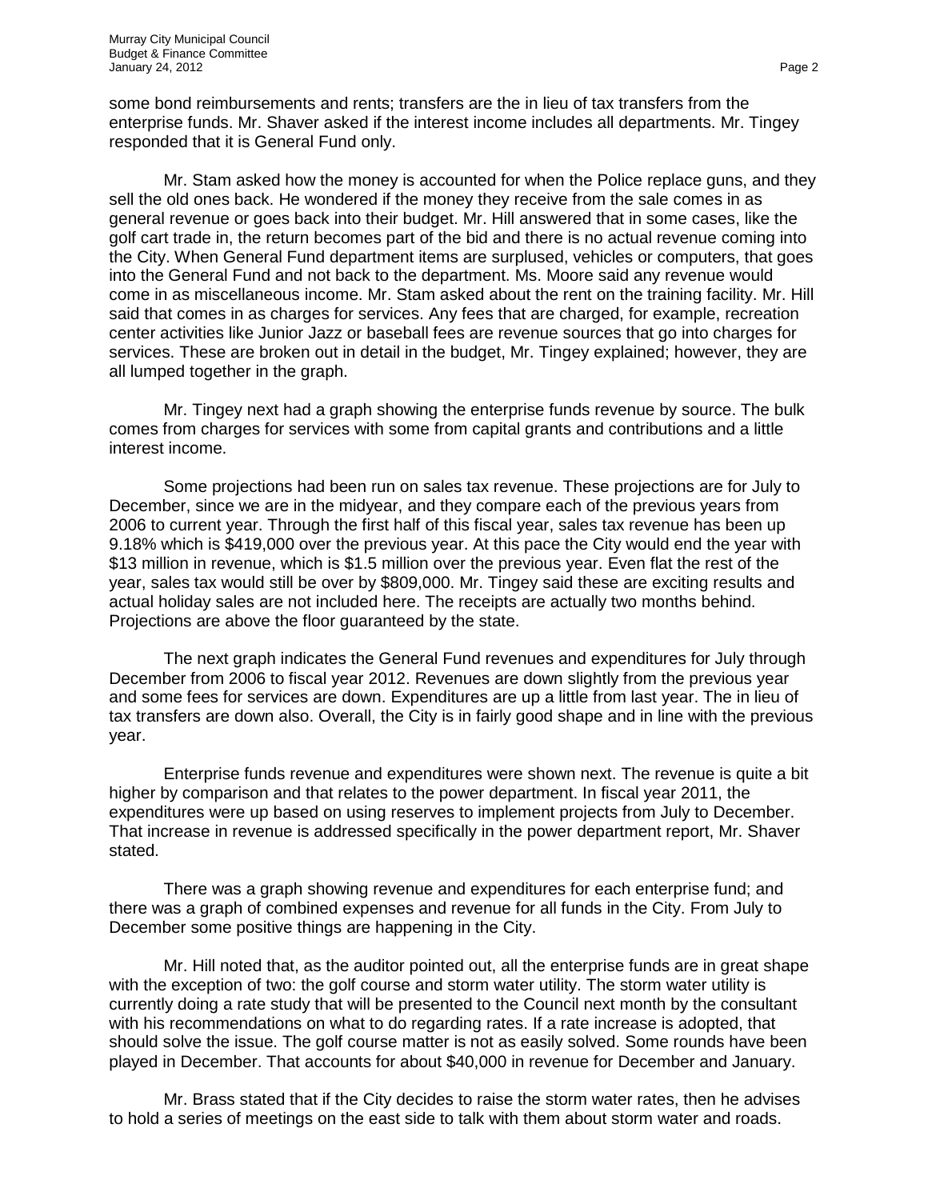some bond reimbursements and rents; transfers are the in lieu of tax transfers from the enterprise funds. Mr. Shaver asked if the interest income includes all departments. Mr. Tingey responded that it is General Fund only.

Mr. Stam asked how the money is accounted for when the Police replace guns, and they sell the old ones back. He wondered if the money they receive from the sale comes in as general revenue or goes back into their budget. Mr. Hill answered that in some cases, like the golf cart trade in, the return becomes part of the bid and there is no actual revenue coming into the City. When General Fund department items are surplused, vehicles or computers, that goes into the General Fund and not back to the department. Ms. Moore said any revenue would come in as miscellaneous income. Mr. Stam asked about the rent on the training facility. Mr. Hill said that comes in as charges for services. Any fees that are charged, for example, recreation center activities like Junior Jazz or baseball fees are revenue sources that go into charges for services. These are broken out in detail in the budget, Mr. Tingey explained; however, they are all lumped together in the graph.

Mr. Tingey next had a graph showing the enterprise funds revenue by source. The bulk comes from charges for services with some from capital grants and contributions and a little interest income.

Some projections had been run on sales tax revenue. These projections are for July to December, since we are in the midyear, and they compare each of the previous years from 2006 to current year. Through the first half of this fiscal year, sales tax revenue has been up 9.18% which is $419,000 over the previous year. At this pace the City would end the year with $13 million in revenue, which is $1.5 million over the previous year. Even flat the rest of the year, sales tax would still be over by $809,000. Mr. Tingey said these are exciting results and actual holiday sales are not included here. The receipts are actually two months behind. Projections are above the floor guaranteed by the state.

The next graph indicates the General Fund revenues and expenditures for July through December from 2006 to fiscal year 2012. Revenues are down slightly from the previous year and some fees for services are down. Expenditures are up a little from last year. The in lieu of tax transfers are down also. Overall, the City is in fairly good shape and in line with the previous year.

Enterprise funds revenue and expenditures were shown next. The revenue is quite a bit higher by comparison and that relates to the power department. In fiscal year 2011, the expenditures were up based on using reserves to implement projects from July to December. That increase in revenue is addressed specifically in the power department report, Mr. Shaver stated.

There was a graph showing revenue and expenditures for each enterprise fund; and there was a graph of combined expenses and revenue for all funds in the City. From July to December some positive things are happening in the City.

Mr. Hill noted that, as the auditor pointed out, all the enterprise funds are in great shape with the exception of two: the golf course and storm water utility. The storm water utility is currently doing a rate study that will be presented to the Council next month by the consultant with his recommendations on what to do regarding rates. If a rate increase is adopted, that should solve the issue. The golf course matter is not as easily solved. Some rounds have been played in December. That accounts for about $40,000 in revenue for December and January.

Mr. Brass stated that if the City decides to raise the storm water rates, then he advises to hold a series of meetings on the east side to talk with them about storm water and roads.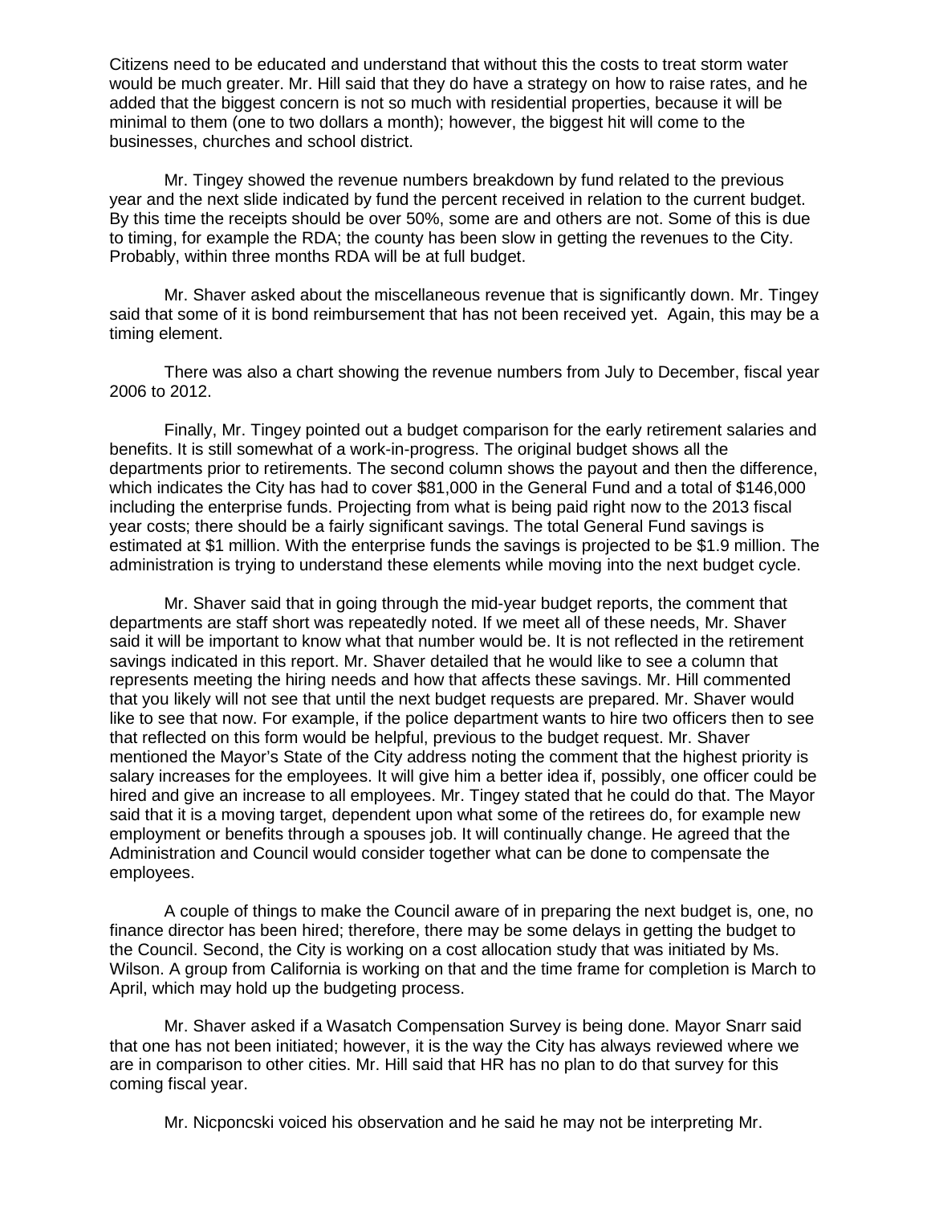Citizens need to be educated and understand that without this the costs to treat storm water would be much greater. Mr. Hill said that they do have a strategy on how to raise rates, and he added that the biggest concern is not so much with residential properties, because it will be minimal to them (one to two dollars a month); however, the biggest hit will come to the businesses, churches and school district.

Mr. Tingey showed the revenue numbers breakdown by fund related to the previous year and the next slide indicated by fund the percent received in relation to the current budget. By this time the receipts should be over 50%, some are and others are not. Some of this is due to timing, for example the RDA; the county has been slow in getting the revenues to the City. Probably, within three months RDA will be at full budget.

Mr. Shaver asked about the miscellaneous revenue that is significantly down. Mr. Tingey said that some of it is bond reimbursement that has not been received yet. Again, this may be a timing element.

There was also a chart showing the revenue numbers from July to December, fiscal year 2006 to 2012.

Finally, Mr. Tingey pointed out a budget comparison for the early retirement salaries and benefits. It is still somewhat of a work-in-progress. The original budget shows all the departments prior to retirements. The second column shows the payout and then the difference, which indicates the City has had to cover $81,000 in the General Fund and a total of $146,000 including the enterprise funds. Projecting from what is being paid right now to the 2013 fiscal year costs; there should be a fairly significant savings. The total General Fund savings is estimated at $1 million. With the enterprise funds the savings is projected to be $1.9 million. The administration is trying to understand these elements while moving into the next budget cycle.

Mr. Shaver said that in going through the mid-year budget reports, the comment that departments are staff short was repeatedly noted. If we meet all of these needs, Mr. Shaver said it will be important to know what that number would be. It is not reflected in the retirement savings indicated in this report. Mr. Shaver detailed that he would like to see a column that represents meeting the hiring needs and how that affects these savings. Mr. Hill commented that you likely will not see that until the next budget requests are prepared. Mr. Shaver would like to see that now. For example, if the police department wants to hire two officers then to see that reflected on this form would be helpful, previous to the budget request. Mr. Shaver mentioned the Mayor's State of the City address noting the comment that the highest priority is salary increases for the employees. It will give him a better idea if, possibly, one officer could be hired and give an increase to all employees. Mr. Tingey stated that he could do that. The Mayor said that it is a moving target, dependent upon what some of the retirees do, for example new employment or benefits through a spouses job. It will continually change. He agreed that the Administration and Council would consider together what can be done to compensate the employees.

A couple of things to make the Council aware of in preparing the next budget is, one, no finance director has been hired; therefore, there may be some delays in getting the budget to the Council. Second, the City is working on a cost allocation study that was initiated by Ms. Wilson. A group from California is working on that and the time frame for completion is March to April, which may hold up the budgeting process.

Mr. Shaver asked if a Wasatch Compensation Survey is being done. Mayor Snarr said that one has not been initiated; however, it is the way the City has always reviewed where we are in comparison to other cities. Mr. Hill said that HR has no plan to do that survey for this coming fiscal year.

Mr. Nicponcski voiced his observation and he said he may not be interpreting Mr.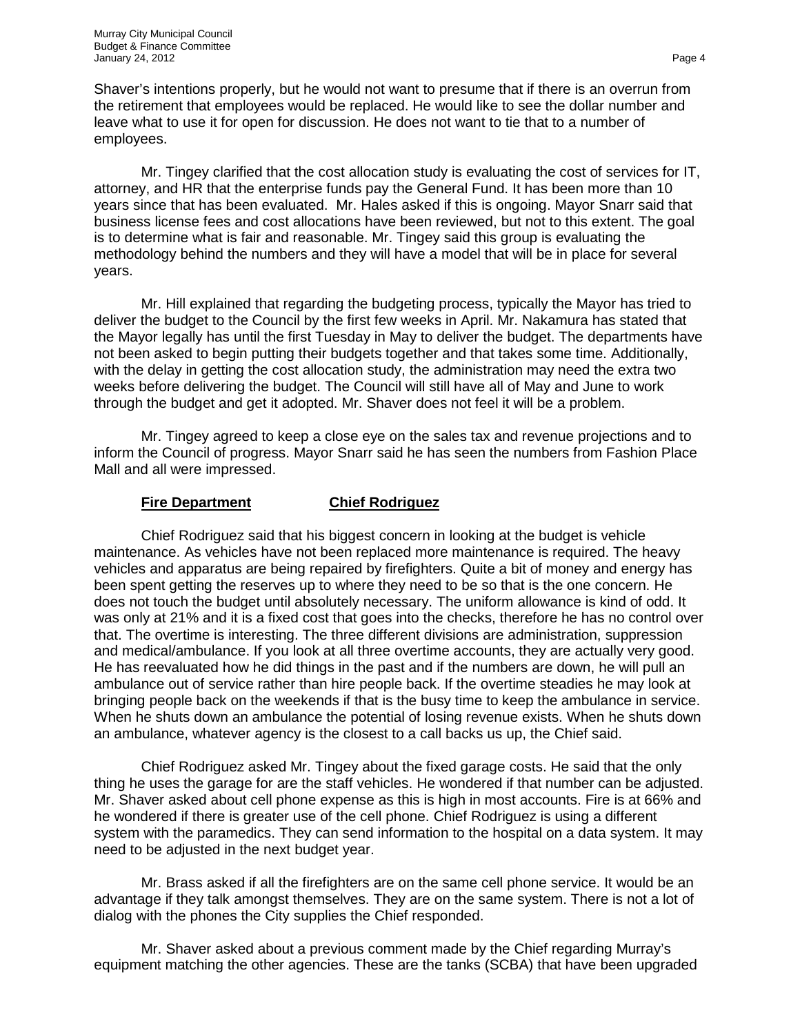Shaver's intentions properly, but he would not want to presume that if there is an overrun from the retirement that employees would be replaced. He would like to see the dollar number and leave what to use it for open for discussion. He does not want to tie that to a number of employees.

Mr. Tingey clarified that the cost allocation study is evaluating the cost of services for IT, attorney, and HR that the enterprise funds pay the General Fund. It has been more than 10 years since that has been evaluated. Mr. Hales asked if this is ongoing. Mayor Snarr said that business license fees and cost allocations have been reviewed, but not to this extent. The goal is to determine what is fair and reasonable. Mr. Tingey said this group is evaluating the methodology behind the numbers and they will have a model that will be in place for several years.

Mr. Hill explained that regarding the budgeting process, typically the Mayor has tried to deliver the budget to the Council by the first few weeks in April. Mr. Nakamura has stated that the Mayor legally has until the first Tuesday in May to deliver the budget. The departments have not been asked to begin putting their budgets together and that takes some time. Additionally, with the delay in getting the cost allocation study, the administration may need the extra two weeks before delivering the budget. The Council will still have all of May and June to work through the budget and get it adopted. Mr. Shaver does not feel it will be a problem.

Mr. Tingey agreed to keep a close eye on the sales tax and revenue projections and to inform the Council of progress. Mayor Snarr said he has seen the numbers from Fashion Place Mall and all were impressed.

**Fire Department** **Chief Rodriguez**

Chief Rodriguez said that his biggest concern in looking at the budget is vehicle maintenance. As vehicles have not been replaced more maintenance is required. The heavy vehicles and apparatus are being repaired by firefighters. Quite a bit of money and energy has been spent getting the reserves up to where they need to be so that is the one concern. He does not touch the budget until absolutely necessary. The uniform allowance is kind of odd. It was only at 21% and it is a fixed cost that goes into the checks, therefore he has no control over that. The overtime is interesting. The three different divisions are administration, suppression and medical/ambulance. If you look at all three overtime accounts, they are actually very good. He has reevaluated how he did things in the past and if the numbers are down, he will pull an ambulance out of service rather than hire people back. If the overtime steadies he may look at bringing people back on the weekends if that is the busy time to keep the ambulance in service. When he shuts down an ambulance the potential of losing revenue exists. When he shuts down an ambulance, whatever agency is the closest to a call backs us up, the Chief said.

Chief Rodriguez asked Mr. Tingey about the fixed garage costs. He said that the only thing he uses the garage for are the staff vehicles. He wondered if that number can be adjusted. Mr. Shaver asked about cell phone expense as this is high in most accounts. Fire is at 66% and he wondered if there is greater use of the cell phone. Chief Rodriguez is using a different system with the paramedics. They can send information to the hospital on a data system. It may need to be adjusted in the next budget year.

Mr. Brass asked if all the firefighters are on the same cell phone service. It would be an advantage if they talk amongst themselves. They are on the same system. There is not a lot of dialog with the phones the City supplies the Chief responded.

Mr. Shaver asked about a previous comment made by the Chief regarding Murray's equipment matching the other agencies. These are the tanks (SCBA) that have been upgraded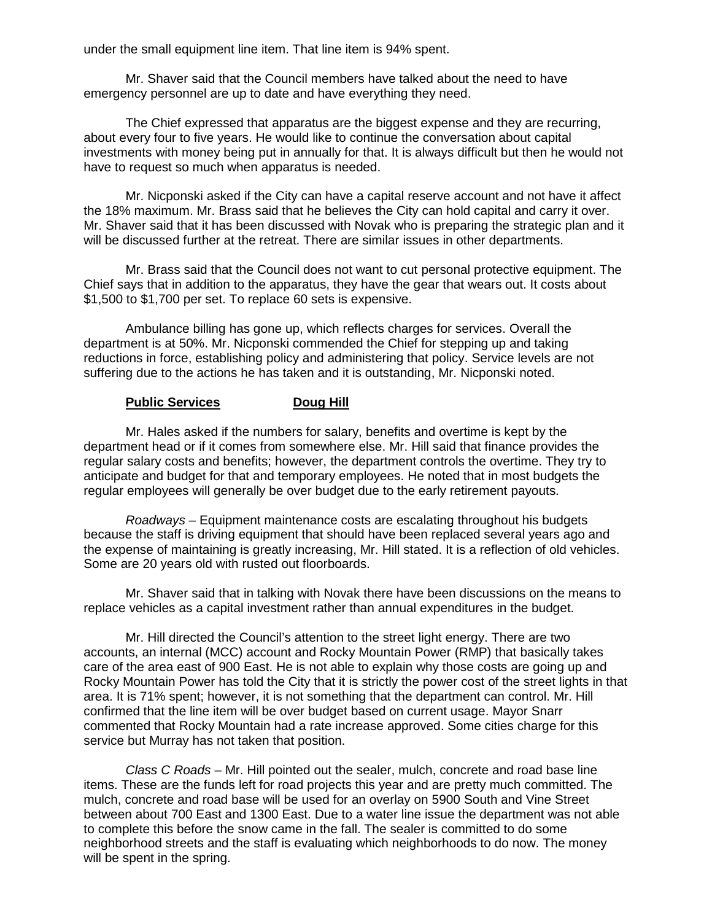under the small equipment line item. That line item is 94% spent.

Mr. Shaver said that the Council members have talked about the need to have emergency personnel are up to date and have everything they need.

The Chief expressed that apparatus are the biggest expense and they are recurring, about every four to five years. He would like to continue the conversation about capital investments with money being put in annually for that. It is always difficult but then he would not have to request so much when apparatus is needed.

Mr. Nicponski asked if the City can have a capital reserve account and not have it affect the 18% maximum. Mr. Brass said that he believes the City can hold capital and carry it over. Mr. Shaver said that it has been discussed with Novak who is preparing the strategic plan and it will be discussed further at the retreat. There are similar issues in other departments.

Mr. Brass said that the Council does not want to cut personal protective equipment. The Chief says that in addition to the apparatus, they have the gear that wears out. It costs about $1,500 to $1,700 per set. To replace 60 sets is expensive.

Ambulance billing has gone up, which reflects charges for services. Overall the department is at 50%. Mr. Nicponski commended the Chief for stepping up and taking reductions in force, establishing policy and administering that policy. Service levels are not suffering due to the actions he has taken and it is outstanding, Mr. Nicponski noted.

**Public Services** **Doug Hill**

Mr. Hales asked if the numbers for salary, benefits and overtime is kept by the department head or if it comes from somewhere else. Mr. Hill said that finance provides the regular salary costs and benefits; however, the department controls the overtime. They try to anticipate and budget for that and temporary employees. He noted that in most budgets the regular employees will generally be over budget due to the early retirement payouts.

*Roadways* – Equipment maintenance costs are escalating throughout his budgets because the staff is driving equipment that should have been replaced several years ago and the expense of maintaining is greatly increasing, Mr. Hill stated. It is a reflection of old vehicles. Some are 20 years old with rusted out floorboards.

Mr. Shaver said that in talking with Novak there have been discussions on the means to replace vehicles as a capital investment rather than annual expenditures in the budget.

Mr. Hill directed the Council's attention to the street light energy. There are two accounts, an internal (MCC) account and Rocky Mountain Power (RMP) that basically takes care of the area east of 900 East. He is not able to explain why those costs are going up and Rocky Mountain Power has told the City that it is strictly the power cost of the street lights in that area. It is 71% spent; however, it is not something that the department can control. Mr. Hill confirmed that the line item will be over budget based on current usage. Mayor Snarr commented that Rocky Mountain had a rate increase approved. Some cities charge for this service but Murray has not taken that position.

*Class C Roads* – Mr. Hill pointed out the sealer, mulch, concrete and road base line items. These are the funds left for road projects this year and are pretty much committed. The mulch, concrete and road base will be used for an overlay on 5900 South and Vine Street between about 700 East and 1300 East. Due to a water line issue the department was not able to complete this before the snow came in the fall. The sealer is committed to do some neighborhood streets and the staff is evaluating which neighborhoods to do now. The money will be spent in the spring.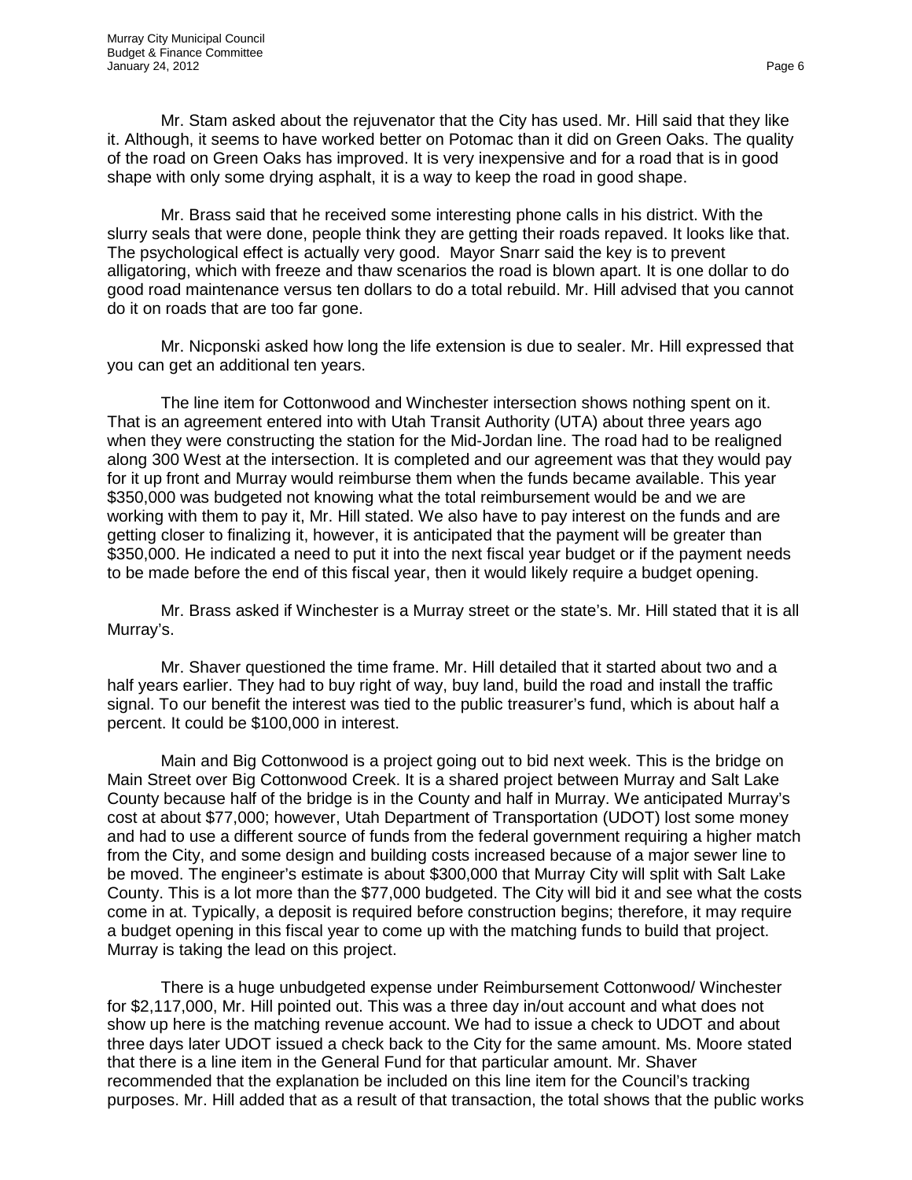Mr. Stam asked about the rejuvenator that the City has used. Mr. Hill said that they like it. Although, it seems to have worked better on Potomac than it did on Green Oaks. The quality of the road on Green Oaks has improved. It is very inexpensive and for a road that is in good shape with only some drying asphalt, it is a way to keep the road in good shape.

Mr. Brass said that he received some interesting phone calls in his district. With the slurry seals that were done, people think they are getting their roads repaved. It looks like that. The psychological effect is actually very good. Mayor Snarr said the key is to prevent alligatoring, which with freeze and thaw scenarios the road is blown apart. It is one dollar to do good road maintenance versus ten dollars to do a total rebuild. Mr. Hill advised that you cannot do it on roads that are too far gone.

Mr. Nicponski asked how long the life extension is due to sealer. Mr. Hill expressed that you can get an additional ten years.

The line item for Cottonwood and Winchester intersection shows nothing spent on it. That is an agreement entered into with Utah Transit Authority (UTA) about three years ago when they were constructing the station for the Mid-Jordan line. The road had to be realigned along 300 West at the intersection. It is completed and our agreement was that they would pay for it up front and Murray would reimburse them when the funds became available. This year \$350,000 was budgeted not knowing what the total reimbursement would be and we are working with them to pay it, Mr. Hill stated. We also have to pay interest on the funds and are getting closer to finalizing it, however, it is anticipated that the payment will be greater than \$350,000. He indicated a need to put it into the next fiscal year budget or if the payment needs to be made before the end of this fiscal year, then it would likely require a budget opening.

Mr. Brass asked if Winchester is a Murray street or the state's. Mr. Hill stated that it is all Murray's.

Mr. Shaver questioned the time frame. Mr. Hill detailed that it started about two and a half years earlier. They had to buy right of way, buy land, build the road and install the traffic signal. To our benefit the interest was tied to the public treasurer's fund, which is about half a percent. It could be \$100,000 in interest.

Main and Big Cottonwood is a project going out to bid next week. This is the bridge on Main Street over Big Cottonwood Creek. It is a shared project between Murray and Salt Lake County because half of the bridge is in the County and half in Murray. We anticipated Murray's cost at about \$77,000; however, Utah Department of Transportation (UDOT) lost some money and had to use a different source of funds from the federal government requiring a higher match from the City, and some design and building costs increased because of a major sewer line to be moved. The engineer's estimate is about \$300,000 that Murray City will split with Salt Lake County. This is a lot more than the \$77,000 budgeted. The City will bid it and see what the costs come in at. Typically, a deposit is required before construction begins; therefore, it may require a budget opening in this fiscal year to come up with the matching funds to build that project. Murray is taking the lead on this project.

There is a huge unbudgeted expense under Reimbursement Cottonwood/ Winchester for \$2,117,000, Mr. Hill pointed out. This was a three day in/out account and what does not show up here is the matching revenue account. We had to issue a check to UDOT and about three days later UDOT issued a check back to the City for the same amount. Ms. Moore stated that there is a line item in the General Fund for that particular amount. Mr. Shaver recommended that the explanation be included on this line item for the Council's tracking purposes. Mr. Hill added that as a result of that transaction, the total shows that the public works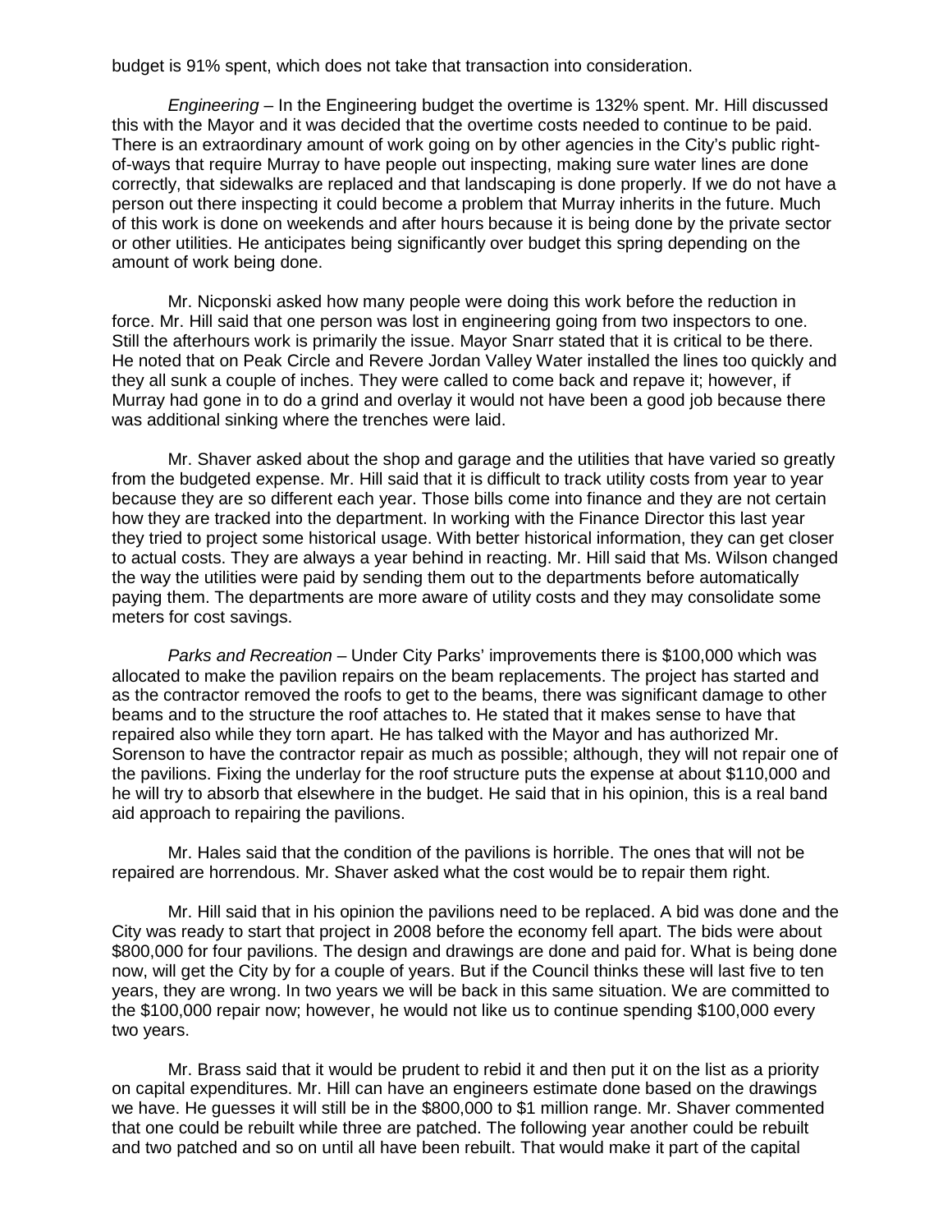budget is 91% spent, which does not take that transaction into consideration.

*Engineering* – In the Engineering budget the overtime is 132% spent. Mr. Hill discussed this with the Mayor and it was decided that the overtime costs needed to continue to be paid. There is an extraordinary amount of work going on by other agencies in the City's public right-of-ways that require Murray to have people out inspecting, making sure water lines are done correctly, that sidewalks are replaced and that landscaping is done properly. If we do not have a person out there inspecting it could become a problem that Murray inherits in the future. Much of this work is done on weekends and after hours because it is being done by the private sector or other utilities. He anticipates being significantly over budget this spring depending on the amount of work being done.

Mr. Nicponski asked how many people were doing this work before the reduction in force. Mr. Hill said that one person was lost in engineering going from two inspectors to one. Still the afterhours work is primarily the issue. Mayor Snarr stated that it is critical to be there. He noted that on Peak Circle and Revere Jordan Valley Water installed the lines too quickly and they all sunk a couple of inches. They were called to come back and repave it; however, if Murray had gone in to do a grind and overlay it would not have been a good job because there was additional sinking where the trenches were laid.

Mr. Shaver asked about the shop and garage and the utilities that have varied so greatly from the budgeted expense. Mr. Hill said that it is difficult to track utility costs from year to year because they are so different each year. Those bills come into finance and they are not certain how they are tracked into the department. In working with the Finance Director this last year they tried to project some historical usage. With better historical information, they can get closer to actual costs. They are always a year behind in reacting. Mr. Hill said that Ms. Wilson changed the way the utilities were paid by sending them out to the departments before automatically paying them. The departments are more aware of utility costs and they may consolidate some meters for cost savings.

*Parks and Recreation* – Under City Parks' improvements there is $100,000 which was allocated to make the pavilion repairs on the beam replacements. The project has started and as the contractor removed the roofs to get to the beams, there was significant damage to other beams and to the structure the roof attaches to. He stated that it makes sense to have that repaired also while they torn apart. He has talked with the Mayor and has authorized Mr. Sorenson to have the contractor repair as much as possible; although, they will not repair one of the pavilions. Fixing the underlay for the roof structure puts the expense at about $110,000 and he will try to absorb that elsewhere in the budget. He said that in his opinion, this is a real band aid approach to repairing the pavilions.

Mr. Hales said that the condition of the pavilions is horrible. The ones that will not be repaired are horrendous. Mr. Shaver asked what the cost would be to repair them right.

Mr. Hill said that in his opinion the pavilions need to be replaced. A bid was done and the City was ready to start that project in 2008 before the economy fell apart. The bids were about $800,000 for four pavilions. The design and drawings are done and paid for. What is being done now, will get the City by for a couple of years. But if the Council thinks these will last five to ten years, they are wrong. In two years we will be back in this same situation. We are committed to the $100,000 repair now; however, he would not like us to continue spending $100,000 every two years.

Mr. Brass said that it would be prudent to rebid it and then put it on the list as a priority on capital expenditures. Mr. Hill can have an engineers estimate done based on the drawings we have. He guesses it will still be in the $800,000 to $1 million range. Mr. Shaver commented that one could be rebuilt while three are patched. The following year another could be rebuilt and two patched and so on until all have been rebuilt. That would make it part of the capital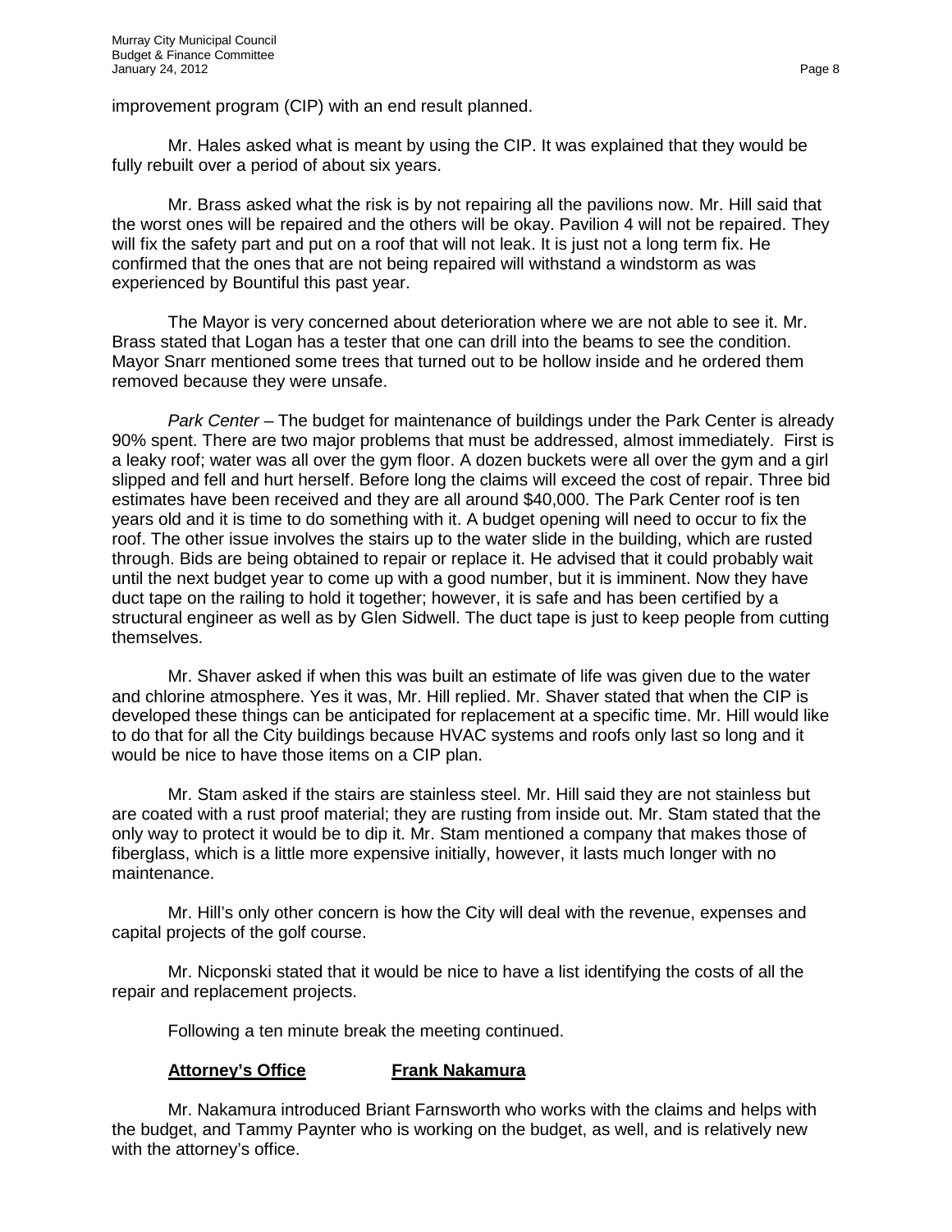improvement program (CIP) with an end result planned.

Mr. Hales asked what is meant by using the CIP. It was explained that they would be fully rebuilt over a period of about six years.

Mr. Brass asked what the risk is by not repairing all the pavilions now. Mr. Hill said that the worst ones will be repaired and the others will be okay. Pavilion 4 will not be repaired. They will fix the safety part and put on a roof that will not leak. It is just not a long term fix. He confirmed that the ones that are not being repaired will withstand a windstorm as was experienced by Bountiful this past year.

The Mayor is very concerned about deterioration where we are not able to see it. Mr. Brass stated that Logan has a tester that one can drill into the beams to see the condition. Mayor Snarr mentioned some trees that turned out to be hollow inside and he ordered them removed because they were unsafe.

*Park Center* – The budget for maintenance of buildings under the Park Center is already 90% spent. There are two major problems that must be addressed, almost immediately. First is a leaky roof; water was all over the gym floor. A dozen buckets were all over the gym and a girl slipped and fell and hurt herself. Before long the claims will exceed the cost of repair. Three bid estimates have been received and they are all around $40,000. The Park Center roof is ten years old and it is time to do something with it. A budget opening will need to occur to fix the roof. The other issue involves the stairs up to the water slide in the building, which are rusted through. Bids are being obtained to repair or replace it. He advised that it could probably wait until the next budget year to come up with a good number, but it is imminent. Now they have duct tape on the railing to hold it together; however, it is safe and has been certified by a structural engineer as well as by Glen Sidwell. The duct tape is just to keep people from cutting themselves.

Mr. Shaver asked if when this was built an estimate of life was given due to the water and chlorine atmosphere. Yes it was, Mr. Hill replied. Mr. Shaver stated that when the CIP is developed these things can be anticipated for replacement at a specific time. Mr. Hill would like to do that for all the City buildings because HVAC systems and roofs only last so long and it would be nice to have those items on a CIP plan.

Mr. Stam asked if the stairs are stainless steel. Mr. Hill said they are not stainless but are coated with a rust proof material; they are rusting from inside out. Mr. Stam stated that the only way to protect it would be to dip it. Mr. Stam mentioned a company that makes those of fiberglass, which is a little more expensive initially, however, it lasts much longer with no maintenance.

Mr. Hill's only other concern is how the City will deal with the revenue, expenses and capital projects of the golf course.

Mr. Nicponski stated that it would be nice to have a list identifying the costs of all the repair and replacement projects.

Following a ten minute break the meeting continued.

**Attorney's Office** **Frank Nakamura**

Mr. Nakamura introduced Briant Farnsworth who works with the claims and helps with the budget, and Tammy Paynter who is working on the budget, as well, and is relatively new with the attorney's office.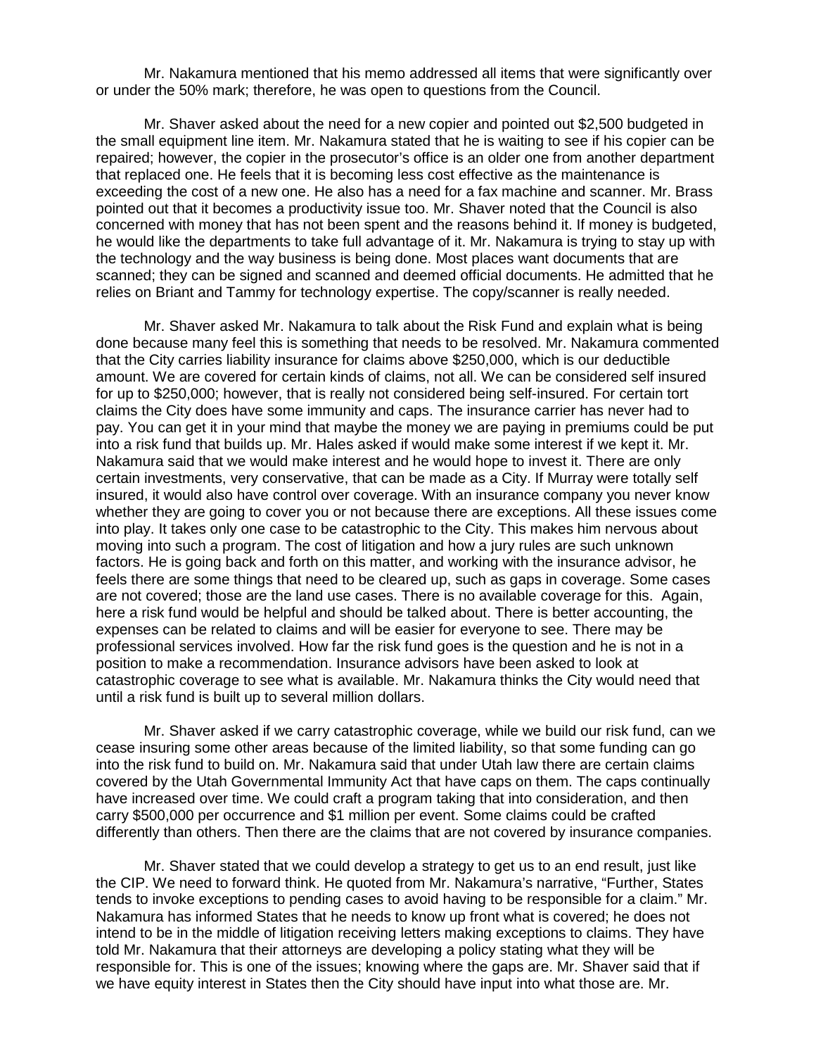Mr. Nakamura mentioned that his memo addressed all items that were significantly over or under the 50% mark; therefore, he was open to questions from the Council.

Mr. Shaver asked about the need for a new copier and pointed out $2,500 budgeted in the small equipment line item. Mr. Nakamura stated that he is waiting to see if his copier can be repaired; however, the copier in the prosecutor's office is an older one from another department that replaced one. He feels that it is becoming less cost effective as the maintenance is exceeding the cost of a new one. He also has a need for a fax machine and scanner. Mr. Brass pointed out that it becomes a productivity issue too. Mr. Shaver noted that the Council is also concerned with money that has not been spent and the reasons behind it. If money is budgeted, he would like the departments to take full advantage of it. Mr. Nakamura is trying to stay up with the technology and the way business is being done. Most places want documents that are scanned; they can be signed and scanned and deemed official documents. He admitted that he relies on Briant and Tammy for technology expertise. The copy/scanner is really needed.

Mr. Shaver asked Mr. Nakamura to talk about the Risk Fund and explain what is being done because many feel this is something that needs to be resolved. Mr. Nakamura commented that the City carries liability insurance for claims above $250,000, which is our deductible amount. We are covered for certain kinds of claims, not all. We can be considered self insured for up to $250,000; however, that is really not considered being self-insured. For certain tort claims the City does have some immunity and caps. The insurance carrier has never had to pay. You can get it in your mind that maybe the money we are paying in premiums could be put into a risk fund that builds up. Mr. Hales asked if would make some interest if we kept it. Mr. Nakamura said that we would make interest and he would hope to invest it. There are only certain investments, very conservative, that can be made as a City. If Murray were totally self insured, it would also have control over coverage. With an insurance company you never know whether they are going to cover you or not because there are exceptions. All these issues come into play. It takes only one case to be catastrophic to the City. This makes him nervous about moving into such a program. The cost of litigation and how a jury rules are such unknown factors. He is going back and forth on this matter, and working with the insurance advisor, he feels there are some things that need to be cleared up, such as gaps in coverage. Some cases are not covered; those are the land use cases. There is no available coverage for this. Again, here a risk fund would be helpful and should be talked about. There is better accounting, the expenses can be related to claims and will be easier for everyone to see. There may be professional services involved. How far the risk fund goes is the question and he is not in a position to make a recommendation. Insurance advisors have been asked to look at catastrophic coverage to see what is available. Mr. Nakamura thinks the City would need that until a risk fund is built up to several million dollars.

Mr. Shaver asked if we carry catastrophic coverage, while we build our risk fund, can we cease insuring some other areas because of the limited liability, so that some funding can go into the risk fund to build on. Mr. Nakamura said that under Utah law there are certain claims covered by the Utah Governmental Immunity Act that have caps on them. The caps continually have increased over time. We could craft a program taking that into consideration, and then carry $500,000 per occurrence and $1 million per event. Some claims could be crafted differently than others. Then there are the claims that are not covered by insurance companies.

Mr. Shaver stated that we could develop a strategy to get us to an end result, just like the CIP. We need to forward think. He quoted from Mr. Nakamura's narrative, "Further, States tends to invoke exceptions to pending cases to avoid having to be responsible for a claim." Mr. Nakamura has informed States that he needs to know up front what is covered; he does not intend to be in the middle of litigation receiving letters making exceptions to claims. They have told Mr. Nakamura that their attorneys are developing a policy stating what they will be responsible for. This is one of the issues; knowing where the gaps are. Mr. Shaver said that if we have equity interest in States then the City should have input into what those are. Mr.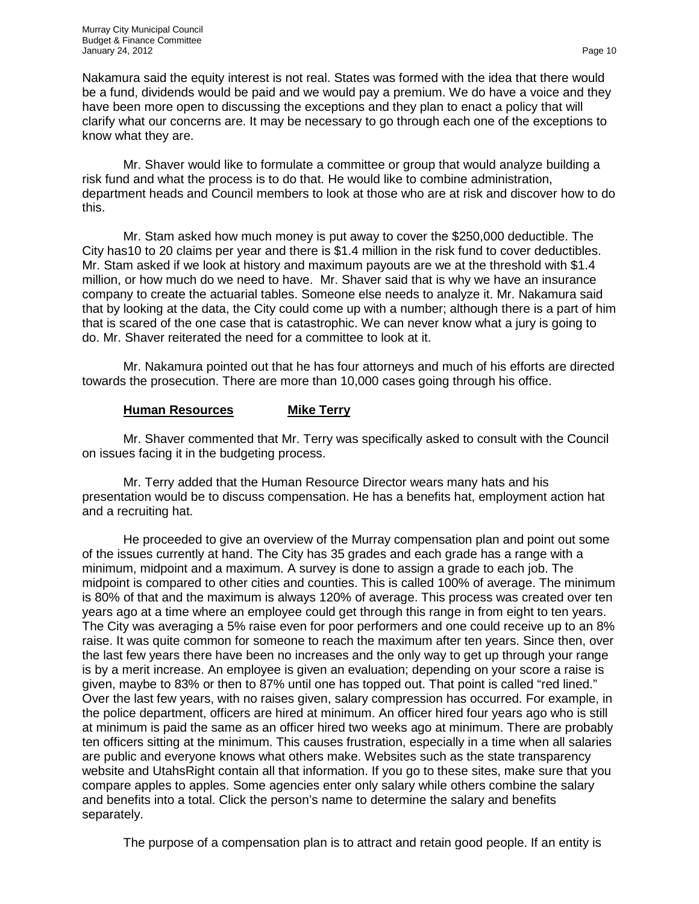Nakamura said the equity interest is not real. States was formed with the idea that there would be a fund, dividends would be paid and we would pay a premium. We do have a voice and they have been more open to discussing the exceptions and they plan to enact a policy that will clarify what our concerns are. It may be necessary to go through each one of the exceptions to know what they are.

Mr. Shaver would like to formulate a committee or group that would analyze building a risk fund and what the process is to do that. He would like to combine administration, department heads and Council members to look at those who are at risk and discover how to do this.

Mr. Stam asked how much money is put away to cover the $250,000 deductible. The City has10 to 20 claims per year and there is $1.4 million in the risk fund to cover deductibles. Mr. Stam asked if we look at history and maximum payouts are we at the threshold with $1.4 million, or how much do we need to have. Mr. Shaver said that is why we have an insurance company to create the actuarial tables. Someone else needs to analyze it. Mr. Nakamura said that by looking at the data, the City could come up with a number; although there is a part of him that is scared of the one case that is catastrophic. We can never know what a jury is going to do. Mr. Shaver reiterated the need for a committee to look at it.

Mr. Nakamura pointed out that he has four attorneys and much of his efforts are directed towards the prosecution. There are more than 10,000 cases going through his office.

**Human Resources** **Mike Terry**

Mr. Shaver commented that Mr. Terry was specifically asked to consult with the Council on issues facing it in the budgeting process.

Mr. Terry added that the Human Resource Director wears many hats and his presentation would be to discuss compensation. He has a benefits hat, employment action hat and a recruiting hat.

He proceeded to give an overview of the Murray compensation plan and point out some of the issues currently at hand. The City has 35 grades and each grade has a range with a minimum, midpoint and a maximum. A survey is done to assign a grade to each job. The midpoint is compared to other cities and counties. This is called 100% of average. The minimum is 80% of that and the maximum is always 120% of average. This process was created over ten years ago at a time where an employee could get through this range in from eight to ten years. The City was averaging a 5% raise even for poor performers and one could receive up to an 8% raise. It was quite common for someone to reach the maximum after ten years. Since then, over the last few years there have been no increases and the only way to get up through your range is by a merit increase. An employee is given an evaluation; depending on your score a raise is given, maybe to 83% or then to 87% until one has topped out. That point is called "red lined." Over the last few years, with no raises given, salary compression has occurred. For example, in the police department, officers are hired at minimum. An officer hired four years ago who is still at minimum is paid the same as an officer hired two weeks ago at minimum. There are probably ten officers sitting at the minimum. This causes frustration, especially in a time when all salaries are public and everyone knows what others make. Websites such as the state transparency website and UtahsRight contain all that information. If you go to these sites, make sure that you compare apples to apples. Some agencies enter only salary while others combine the salary and benefits into a total. Click the person's name to determine the salary and benefits separately.

The purpose of a compensation plan is to attract and retain good people. If an entity is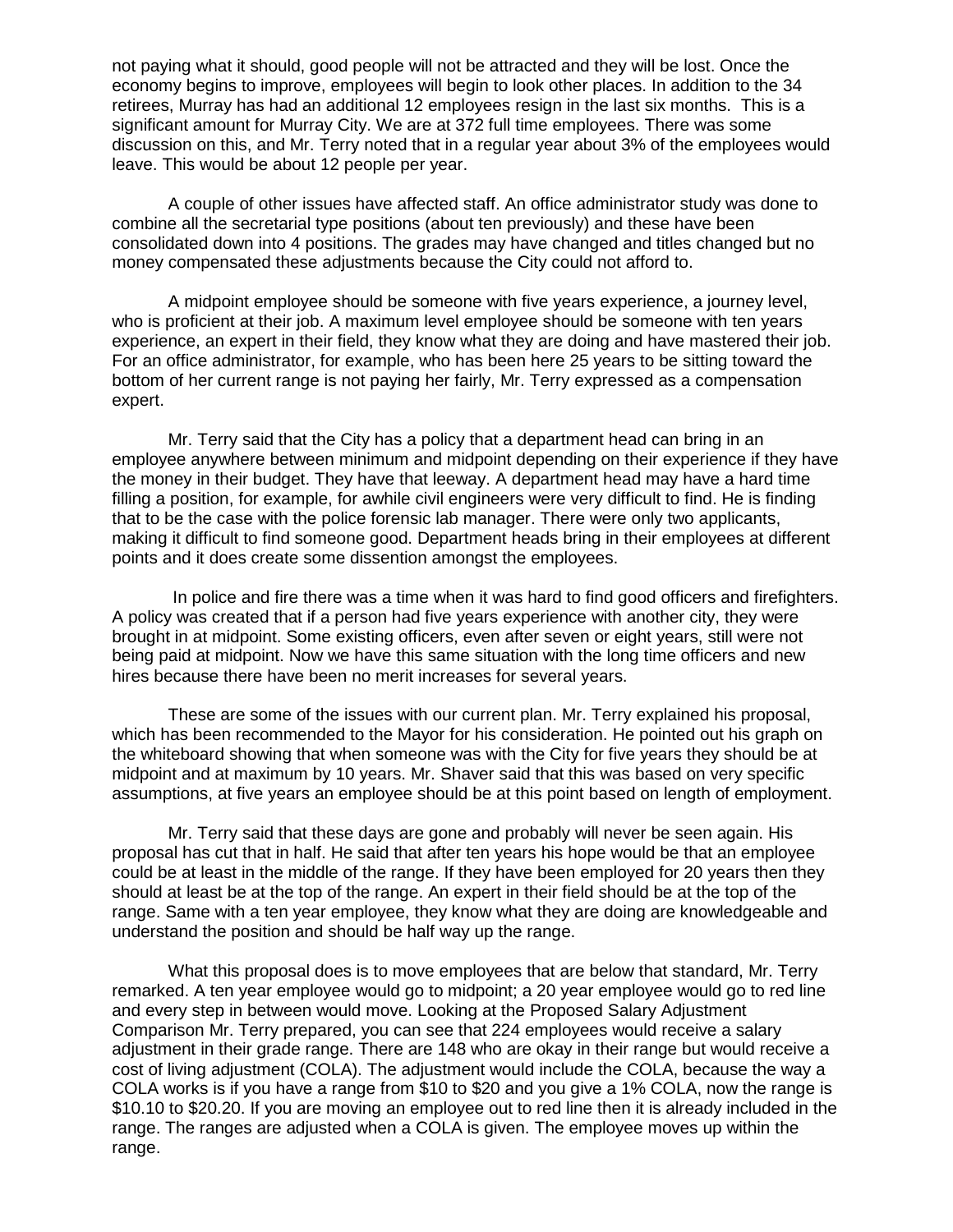not paying what it should, good people will not be attracted and they will be lost. Once the economy begins to improve, employees will begin to look other places. In addition to the 34 retirees, Murray has had an additional 12 employees resign in the last six months. This is a significant amount for Murray City. We are at 372 full time employees. There was some discussion on this, and Mr. Terry noted that in a regular year about 3% of the employees would leave. This would be about 12 people per year.

A couple of other issues have affected staff. An office administrator study was done to combine all the secretarial type positions (about ten previously) and these have been consolidated down into 4 positions. The grades may have changed and titles changed but no money compensated these adjustments because the City could not afford to.

A midpoint employee should be someone with five years experience, a journey level, who is proficient at their job. A maximum level employee should be someone with ten years experience, an expert in their field, they know what they are doing and have mastered their job. For an office administrator, for example, who has been here 25 years to be sitting toward the bottom of her current range is not paying her fairly, Mr. Terry expressed as a compensation expert.

Mr. Terry said that the City has a policy that a department head can bring in an employee anywhere between minimum and midpoint depending on their experience if they have the money in their budget. They have that leeway. A department head may have a hard time filling a position, for example, for awhile civil engineers were very difficult to find. He is finding that to be the case with the police forensic lab manager. There were only two applicants, making it difficult to find someone good. Department heads bring in their employees at different points and it does create some dissention amongst the employees.

In police and fire there was a time when it was hard to find good officers and firefighters. A policy was created that if a person had five years experience with another city, they were brought in at midpoint. Some existing officers, even after seven or eight years, still were not being paid at midpoint. Now we have this same situation with the long time officers and new hires because there have been no merit increases for several years.

These are some of the issues with our current plan. Mr. Terry explained his proposal, which has been recommended to the Mayor for his consideration. He pointed out his graph on the whiteboard showing that when someone was with the City for five years they should be at midpoint and at maximum by 10 years. Mr. Shaver said that this was based on very specific assumptions, at five years an employee should be at this point based on length of employment.

Mr. Terry said that these days are gone and probably will never be seen again. His proposal has cut that in half. He said that after ten years his hope would be that an employee could be at least in the middle of the range. If they have been employed for 20 years then they should at least be at the top of the range. An expert in their field should be at the top of the range. Same with a ten year employee, they know what they are doing are knowledgeable and understand the position and should be half way up the range.

What this proposal does is to move employees that are below that standard, Mr. Terry remarked. A ten year employee would go to midpoint; a 20 year employee would go to red line and every step in between would move. Looking at the Proposed Salary Adjustment Comparison Mr. Terry prepared, you can see that 224 employees would receive a salary adjustment in their grade range. There are 148 who are okay in their range but would receive a cost of living adjustment (COLA). The adjustment would include the COLA, because the way a COLA works is if you have a range from $10 to $20 and you give a 1% COLA, now the range is $10.10 to $20.20. If you are moving an employee out to red line then it is already included in the range. The ranges are adjusted when a COLA is given. The employee moves up within the range.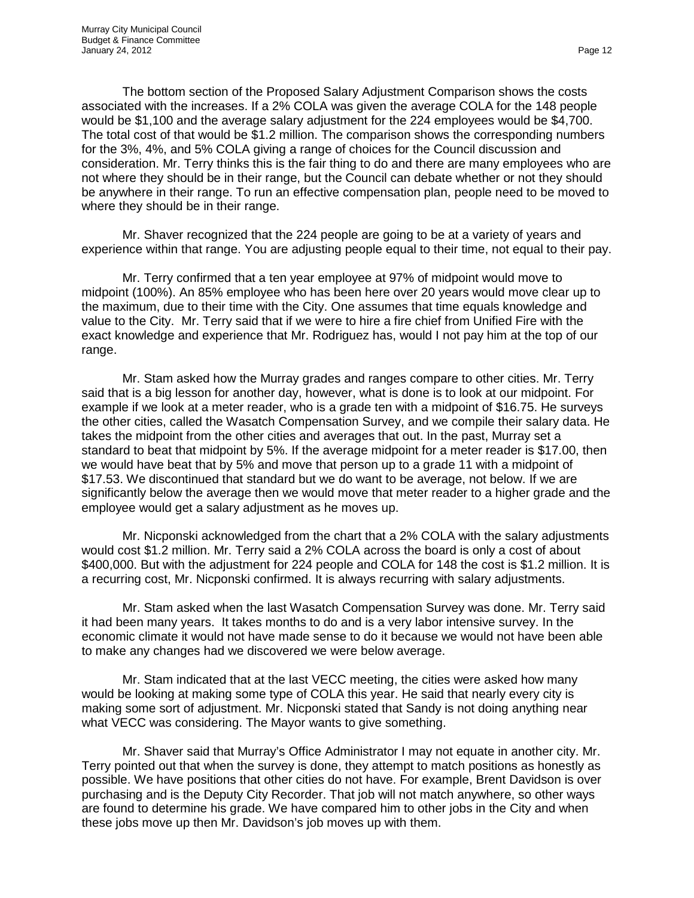The bottom section of the Proposed Salary Adjustment Comparison shows the costs associated with the increases. If a 2% COLA was given the average COLA for the 148 people would be $1,100 and the average salary adjustment for the 224 employees would be $4,700. The total cost of that would be $1.2 million. The comparison shows the corresponding numbers for the 3%, 4%, and 5% COLA giving a range of choices for the Council discussion and consideration. Mr. Terry thinks this is the fair thing to do and there are many employees who are not where they should be in their range, but the Council can debate whether or not they should be anywhere in their range. To run an effective compensation plan, people need to be moved to where they should be in their range.

Mr. Shaver recognized that the 224 people are going to be at a variety of years and experience within that range. You are adjusting people equal to their time, not equal to their pay.

Mr. Terry confirmed that a ten year employee at 97% of midpoint would move to midpoint (100%). An 85% employee who has been here over 20 years would move clear up to the maximum, due to their time with the City. One assumes that time equals knowledge and value to the City. Mr. Terry said that if we were to hire a fire chief from Unified Fire with the exact knowledge and experience that Mr. Rodriguez has, would I not pay him at the top of our range.

Mr. Stam asked how the Murray grades and ranges compare to other cities. Mr. Terry said that is a big lesson for another day, however, what is done is to look at our midpoint. For example if we look at a meter reader, who is a grade ten with a midpoint of $16.75. He surveys the other cities, called the Wasatch Compensation Survey, and we compile their salary data. He takes the midpoint from the other cities and averages that out. In the past, Murray set a standard to beat that midpoint by 5%. If the average midpoint for a meter reader is $17.00, then we would have beat that by 5% and move that person up to a grade 11 with a midpoint of $17.53. We discontinued that standard but we do want to be average, not below. If we are significantly below the average then we would move that meter reader to a higher grade and the employee would get a salary adjustment as he moves up.

Mr. Nicponski acknowledged from the chart that a 2% COLA with the salary adjustments would cost $1.2 million. Mr. Terry said a 2% COLA across the board is only a cost of about $400,000. But with the adjustment for 224 people and COLA for 148 the cost is $1.2 million. It is a recurring cost, Mr. Nicponski confirmed. It is always recurring with salary adjustments.

Mr. Stam asked when the last Wasatch Compensation Survey was done. Mr. Terry said it had been many years. It takes months to do and is a very labor intensive survey. In the economic climate it would not have made sense to do it because we would not have been able to make any changes had we discovered we were below average.

Mr. Stam indicated that at the last VECC meeting, the cities were asked how many would be looking at making some type of COLA this year. He said that nearly every city is making some sort of adjustment. Mr. Nicponski stated that Sandy is not doing anything near what VECC was considering. The Mayor wants to give something.

Mr. Shaver said that Murray's Office Administrator I may not equate in another city. Mr. Terry pointed out that when the survey is done, they attempt to match positions as honestly as possible. We have positions that other cities do not have. For example, Brent Davidson is over purchasing and is the Deputy City Recorder. That job will not match anywhere, so other ways are found to determine his grade. We have compared him to other jobs in the City and when these jobs move up then Mr. Davidson's job moves up with them.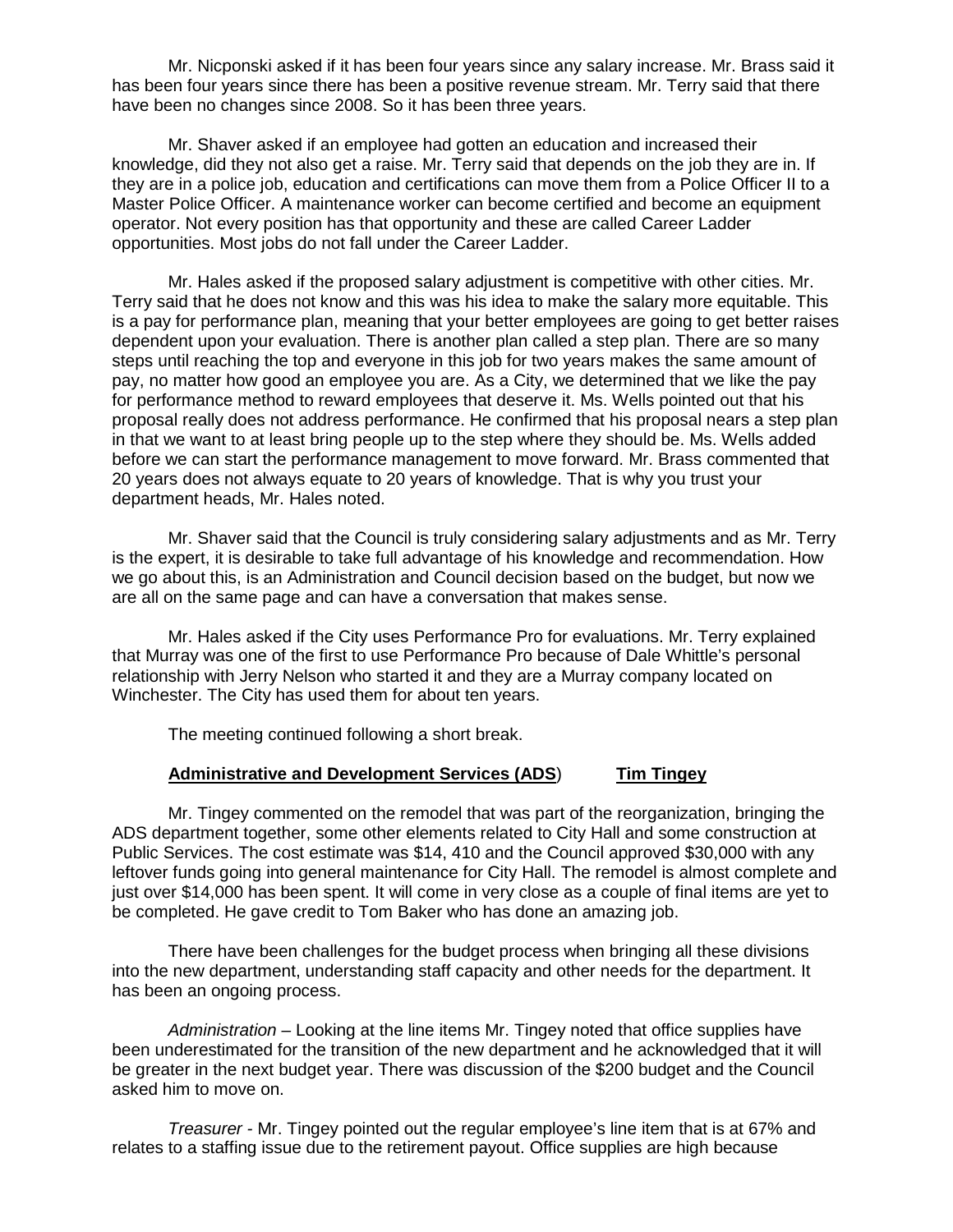Mr. Nicponski asked if it has been four years since any salary increase. Mr. Brass said it has been four years since there has been a positive revenue stream. Mr. Terry said that there have been no changes since 2008. So it has been three years.

Mr. Shaver asked if an employee had gotten an education and increased their knowledge, did they not also get a raise. Mr. Terry said that depends on the job they are in. If they are in a police job, education and certifications can move them from a Police Officer II to a Master Police Officer. A maintenance worker can become certified and become an equipment operator. Not every position has that opportunity and these are called Career Ladder opportunities. Most jobs do not fall under the Career Ladder.

Mr. Hales asked if the proposed salary adjustment is competitive with other cities. Mr. Terry said that he does not know and this was his idea to make the salary more equitable. This is a pay for performance plan, meaning that your better employees are going to get better raises dependent upon your evaluation. There is another plan called a step plan. There are so many steps until reaching the top and everyone in this job for two years makes the same amount of pay, no matter how good an employee you are. As a City, we determined that we like the pay for performance method to reward employees that deserve it. Ms. Wells pointed out that his proposal really does not address performance. He confirmed that his proposal nears a step plan in that we want to at least bring people up to the step where they should be. Ms. Wells added before we can start the performance management to move forward. Mr. Brass commented that 20 years does not always equate to 20 years of knowledge. That is why you trust your department heads, Mr. Hales noted.

Mr. Shaver said that the Council is truly considering salary adjustments and as Mr. Terry is the expert, it is desirable to take full advantage of his knowledge and recommendation. How we go about this, is an Administration and Council decision based on the budget, but now we are all on the same page and can have a conversation that makes sense.

Mr. Hales asked if the City uses Performance Pro for evaluations. Mr. Terry explained that Murray was one of the first to use Performance Pro because of Dale Whittle's personal relationship with Jerry Nelson who started it and they are a Murray company located on Winchester. The City has used them for about ten years.

The meeting continued following a short break.

**Administrative and Development Services (ADS)** **Tim Tingey**

Mr. Tingey commented on the remodel that was part of the reorganization, bringing the ADS department together, some other elements related to City Hall and some construction at Public Services. The cost estimate was $14, 410 and the Council approved $30,000 with any leftover funds going into general maintenance for City Hall. The remodel is almost complete and just over $14,000 has been spent. It will come in very close as a couple of final items are yet to be completed. He gave credit to Tom Baker who has done an amazing job.

There have been challenges for the budget process when bringing all these divisions into the new department, understanding staff capacity and other needs for the department. It has been an ongoing process.

*Administration* – Looking at the line items Mr. Tingey noted that office supplies have been underestimated for the transition of the new department and he acknowledged that it will be greater in the next budget year. There was discussion of the $200 budget and the Council asked him to move on.

*Treasurer* - Mr. Tingey pointed out the regular employee's line item that is at 67% and relates to a staffing issue due to the retirement payout. Office supplies are high because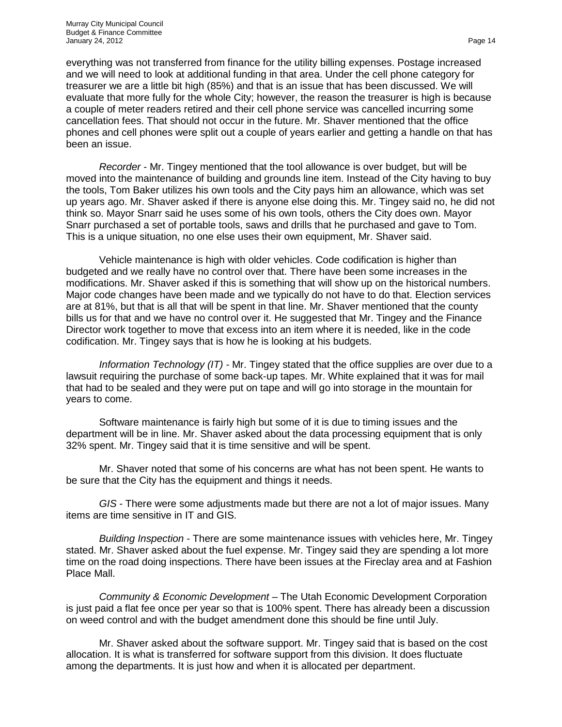everything was not transferred from finance for the utility billing expenses. Postage increased and we will need to look at additional funding in that area. Under the cell phone category for treasurer we are a little bit high (85%) and that is an issue that has been discussed. We will evaluate that more fully for the whole City; however, the reason the treasurer is high is because a couple of meter readers retired and their cell phone service was cancelled incurring some cancellation fees. That should not occur in the future. Mr. Shaver mentioned that the office phones and cell phones were split out a couple of years earlier and getting a handle on that has been an issue.

*Recorder* - Mr. Tingey mentioned that the tool allowance is over budget, but will be moved into the maintenance of building and grounds line item. Instead of the City having to buy the tools, Tom Baker utilizes his own tools and the City pays him an allowance, which was set up years ago. Mr. Shaver asked if there is anyone else doing this. Mr. Tingey said no, he did not think so. Mayor Snarr said he uses some of his own tools, others the City does own. Mayor Snarr purchased a set of portable tools, saws and drills that he purchased and gave to Tom. This is a unique situation, no one else uses their own equipment, Mr. Shaver said.

Vehicle maintenance is high with older vehicles. Code codification is higher than budgeted and we really have no control over that. There have been some increases in the modifications. Mr. Shaver asked if this is something that will show up on the historical numbers. Major code changes have been made and we typically do not have to do that. Election services are at 81%, but that is all that will be spent in that line. Mr. Shaver mentioned that the county bills us for that and we have no control over it. He suggested that Mr. Tingey and the Finance Director work together to move that excess into an item where it is needed, like in the code codification. Mr. Tingey says that is how he is looking at his budgets.

*Information Technology (IT)* - Mr. Tingey stated that the office supplies are over due to a lawsuit requiring the purchase of some back-up tapes. Mr. White explained that it was for mail that had to be sealed and they were put on tape and will go into storage in the mountain for years to come.

Software maintenance is fairly high but some of it is due to timing issues and the department will be in line. Mr. Shaver asked about the data processing equipment that is only 32% spent. Mr. Tingey said that it is time sensitive and will be spent.

Mr. Shaver noted that some of his concerns are what has not been spent. He wants to be sure that the City has the equipment and things it needs.

*GIS* - There were some adjustments made but there are not a lot of major issues. Many items are time sensitive in IT and GIS.

*Building Inspection* - There are some maintenance issues with vehicles here, Mr. Tingey stated. Mr. Shaver asked about the fuel expense. Mr. Tingey said they are spending a lot more time on the road doing inspections. There have been issues at the Fireclay area and at Fashion Place Mall.

*Community & Economic Development* – The Utah Economic Development Corporation is just paid a flat fee once per year so that is 100% spent. There has already been a discussion on weed control and with the budget amendment done this should be fine until July.

Mr. Shaver asked about the software support. Mr. Tingey said that is based on the cost allocation. It is what is transferred for software support from this division. It does fluctuate among the departments. It is just how and when it is allocated per department.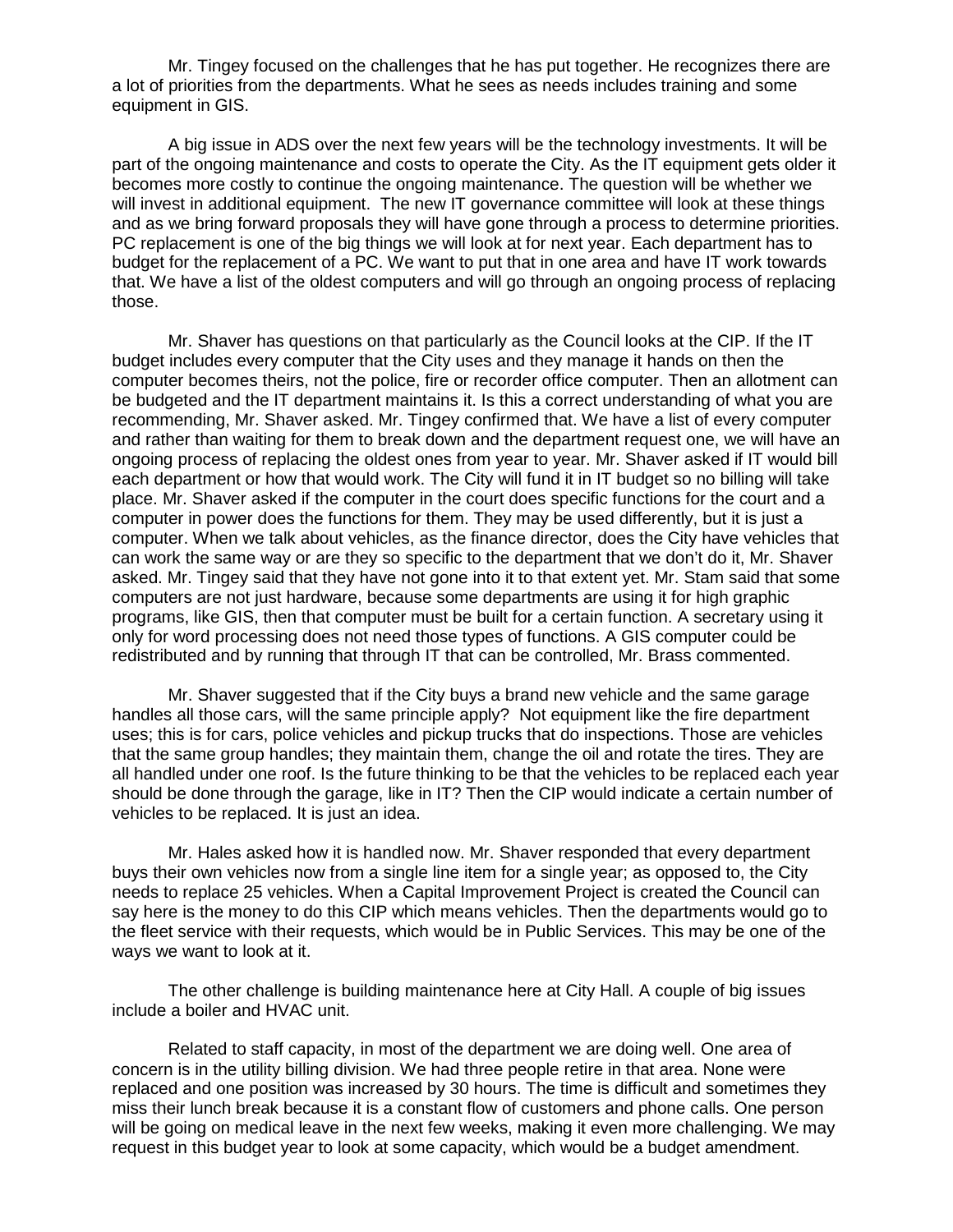Mr. Tingey focused on the challenges that he has put together. He recognizes there are a lot of priorities from the departments. What he sees as needs includes training and some equipment in GIS.

A big issue in ADS over the next few years will be the technology investments. It will be part of the ongoing maintenance and costs to operate the City. As the IT equipment gets older it becomes more costly to continue the ongoing maintenance. The question will be whether we will invest in additional equipment. The new IT governance committee will look at these things and as we bring forward proposals they will have gone through a process to determine priorities. PC replacement is one of the big things we will look at for next year. Each department has to budget for the replacement of a PC. We want to put that in one area and have IT work towards that. We have a list of the oldest computers and will go through an ongoing process of replacing those.

Mr. Shaver has questions on that particularly as the Council looks at the CIP. If the IT budget includes every computer that the City uses and they manage it hands on then the computer becomes theirs, not the police, fire or recorder office computer. Then an allotment can be budgeted and the IT department maintains it. Is this a correct understanding of what you are recommending, Mr. Shaver asked. Mr. Tingey confirmed that. We have a list of every computer and rather than waiting for them to break down and the department request one, we will have an ongoing process of replacing the oldest ones from year to year. Mr. Shaver asked if IT would bill each department or how that would work. The City will fund it in IT budget so no billing will take place. Mr. Shaver asked if the computer in the court does specific functions for the court and a computer in power does the functions for them. They may be used differently, but it is just a computer. When we talk about vehicles, as the finance director, does the City have vehicles that can work the same way or are they so specific to the department that we don't do it, Mr. Shaver asked. Mr. Tingey said that they have not gone into it to that extent yet. Mr. Stam said that some computers are not just hardware, because some departments are using it for high graphic programs, like GIS, then that computer must be built for a certain function. A secretary using it only for word processing does not need those types of functions. A GIS computer could be redistributed and by running that through IT that can be controlled, Mr. Brass commented.

Mr. Shaver suggested that if the City buys a brand new vehicle and the same garage handles all those cars, will the same principle apply? Not equipment like the fire department uses; this is for cars, police vehicles and pickup trucks that do inspections. Those are vehicles that the same group handles; they maintain them, change the oil and rotate the tires. They are all handled under one roof. Is the future thinking to be that the vehicles to be replaced each year should be done through the garage, like in IT? Then the CIP would indicate a certain number of vehicles to be replaced. It is just an idea.

Mr. Hales asked how it is handled now. Mr. Shaver responded that every department buys their own vehicles now from a single line item for a single year; as opposed to, the City needs to replace 25 vehicles. When a Capital Improvement Project is created the Council can say here is the money to do this CIP which means vehicles. Then the departments would go to the fleet service with their requests, which would be in Public Services. This may be one of the ways we want to look at it.

The other challenge is building maintenance here at City Hall. A couple of big issues include a boiler and HVAC unit.

Related to staff capacity, in most of the department we are doing well. One area of concern is in the utility billing division. We had three people retire in that area. None were replaced and one position was increased by 30 hours. The time is difficult and sometimes they miss their lunch break because it is a constant flow of customers and phone calls. One person will be going on medical leave in the next few weeks, making it even more challenging. We may request in this budget year to look at some capacity, which would be a budget amendment.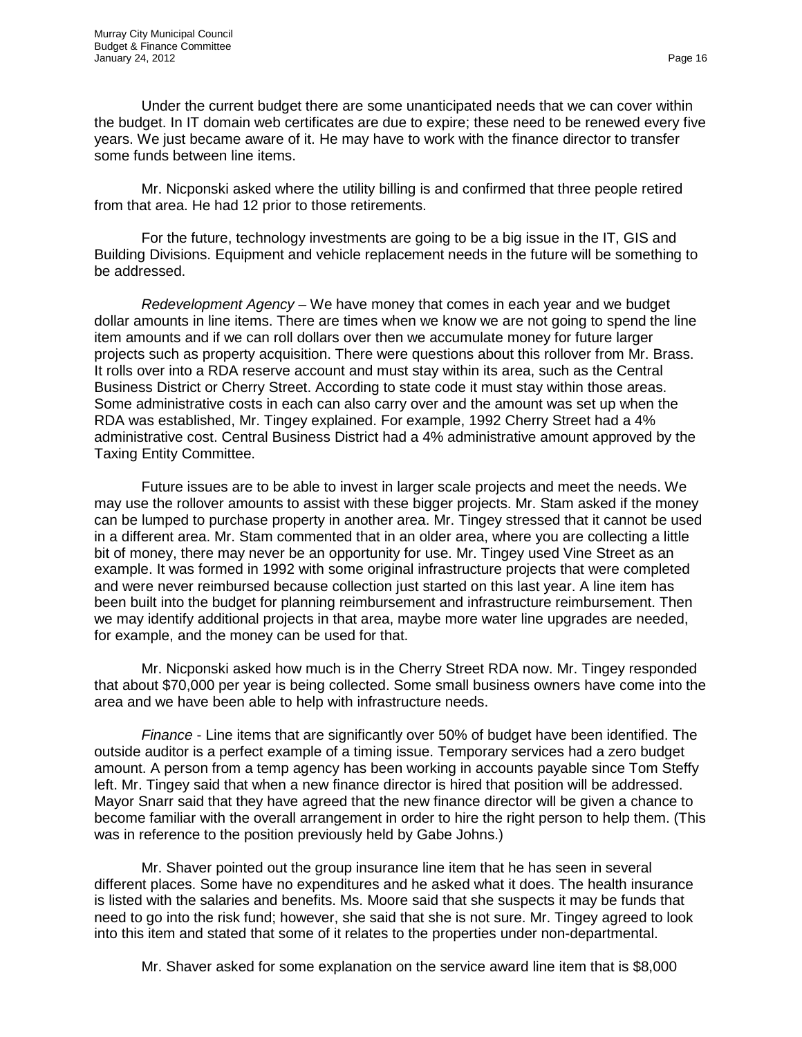Under the current budget there are some unanticipated needs that we can cover within the budget. In IT domain web certificates are due to expire; these need to be renewed every five years. We just became aware of it. He may have to work with the finance director to transfer some funds between line items.

Mr. Nicponski asked where the utility billing is and confirmed that three people retired from that area. He had 12 prior to those retirements.

For the future, technology investments are going to be a big issue in the IT, GIS and Building Divisions. Equipment and vehicle replacement needs in the future will be something to be addressed.

*Redevelopment Agency* – We have money that comes in each year and we budget dollar amounts in line items. There are times when we know we are not going to spend the line item amounts and if we can roll dollars over then we accumulate money for future larger projects such as property acquisition. There were questions about this rollover from Mr. Brass. It rolls over into a RDA reserve account and must stay within its area, such as the Central Business District or Cherry Street. According to state code it must stay within those areas. Some administrative costs in each can also carry over and the amount was set up when the RDA was established, Mr. Tingey explained. For example, 1992 Cherry Street had a 4% administrative cost. Central Business District had a 4% administrative amount approved by the Taxing Entity Committee.

Future issues are to be able to invest in larger scale projects and meet the needs. We may use the rollover amounts to assist with these bigger projects. Mr. Stam asked if the money can be lumped to purchase property in another area. Mr. Tingey stressed that it cannot be used in a different area. Mr. Stam commented that in an older area, where you are collecting a little bit of money, there may never be an opportunity for use. Mr. Tingey used Vine Street as an example. It was formed in 1992 with some original infrastructure projects that were completed and were never reimbursed because collection just started on this last year. A line item has been built into the budget for planning reimbursement and infrastructure reimbursement. Then we may identify additional projects in that area, maybe more water line upgrades are needed, for example, and the money can be used for that.

Mr. Nicponski asked how much is in the Cherry Street RDA now. Mr. Tingey responded that about $70,000 per year is being collected. Some small business owners have come into the area and we have been able to help with infrastructure needs.

*Finance* - Line items that are significantly over 50% of budget have been identified. The outside auditor is a perfect example of a timing issue. Temporary services had a zero budget amount. A person from a temp agency has been working in accounts payable since Tom Steffy left. Mr. Tingey said that when a new finance director is hired that position will be addressed. Mayor Snarr said that they have agreed that the new finance director will be given a chance to become familiar with the overall arrangement in order to hire the right person to help them. (This was in reference to the position previously held by Gabe Johns.)

Mr. Shaver pointed out the group insurance line item that he has seen in several different places. Some have no expenditures and he asked what it does. The health insurance is listed with the salaries and benefits. Ms. Moore said that she suspects it may be funds that need to go into the risk fund; however, she said that she is not sure. Mr. Tingey agreed to look into this item and stated that some of it relates to the properties under non-departmental.

Mr. Shaver asked for some explanation on the service award line item that is $8,000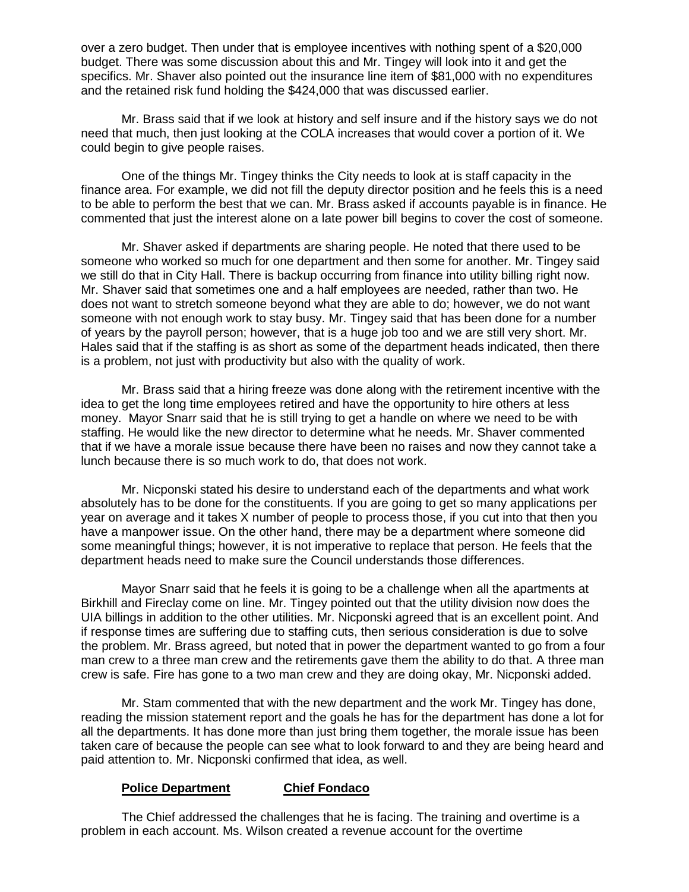over a zero budget. Then under that is employee incentives with nothing spent of a $20,000 budget. There was some discussion about this and Mr. Tingey will look into it and get the specifics. Mr. Shaver also pointed out the insurance line item of $81,000 with no expenditures and the retained risk fund holding the $424,000 that was discussed earlier.

Mr. Brass said that if we look at history and self insure and if the history says we do not need that much, then just looking at the COLA increases that would cover a portion of it. We could begin to give people raises.

One of the things Mr. Tingey thinks the City needs to look at is staff capacity in the finance area. For example, we did not fill the deputy director position and he feels this is a need to be able to perform the best that we can. Mr. Brass asked if accounts payable is in finance. He commented that just the interest alone on a late power bill begins to cover the cost of someone.

Mr. Shaver asked if departments are sharing people. He noted that there used to be someone who worked so much for one department and then some for another. Mr. Tingey said we still do that in City Hall. There is backup occurring from finance into utility billing right now. Mr. Shaver said that sometimes one and a half employees are needed, rather than two. He does not want to stretch someone beyond what they are able to do; however, we do not want someone with not enough work to stay busy. Mr. Tingey said that has been done for a number of years by the payroll person; however, that is a huge job too and we are still very short. Mr. Hales said that if the staffing is as short as some of the department heads indicated, then there is a problem, not just with productivity but also with the quality of work.

Mr. Brass said that a hiring freeze was done along with the retirement incentive with the idea to get the long time employees retired and have the opportunity to hire others at less money. Mayor Snarr said that he is still trying to get a handle on where we need to be with staffing. He would like the new director to determine what he needs. Mr. Shaver commented that if we have a morale issue because there have been no raises and now they cannot take a lunch because there is so much work to do, that does not work.

Mr. Nicponski stated his desire to understand each of the departments and what work absolutely has to be done for the constituents. If you are going to get so many applications per year on average and it takes X number of people to process those, if you cut into that then you have a manpower issue. On the other hand, there may be a department where someone did some meaningful things; however, it is not imperative to replace that person. He feels that the department heads need to make sure the Council understands those differences.

Mayor Snarr said that he feels it is going to be a challenge when all the apartments at Birkhill and Fireclay come on line. Mr. Tingey pointed out that the utility division now does the UIA billings in addition to the other utilities. Mr. Nicponski agreed that is an excellent point. And if response times are suffering due to staffing cuts, then serious consideration is due to solve the problem. Mr. Brass agreed, but noted that in power the department wanted to go from a four man crew to a three man crew and the retirements gave them the ability to do that. A three man crew is safe. Fire has gone to a two man crew and they are doing okay, Mr. Nicponski added.

Mr. Stam commented that with the new department and the work Mr. Tingey has done, reading the mission statement report and the goals he has for the department has done a lot for all the departments. It has done more than just bring them together, the morale issue has been taken care of because the people can see what to look forward to and they are being heard and paid attention to. Mr. Nicponski confirmed that idea, as well.

**Police Department** **Chief Fondaco**

The Chief addressed the challenges that he is facing. The training and overtime is a problem in each account. Ms. Wilson created a revenue account for the overtime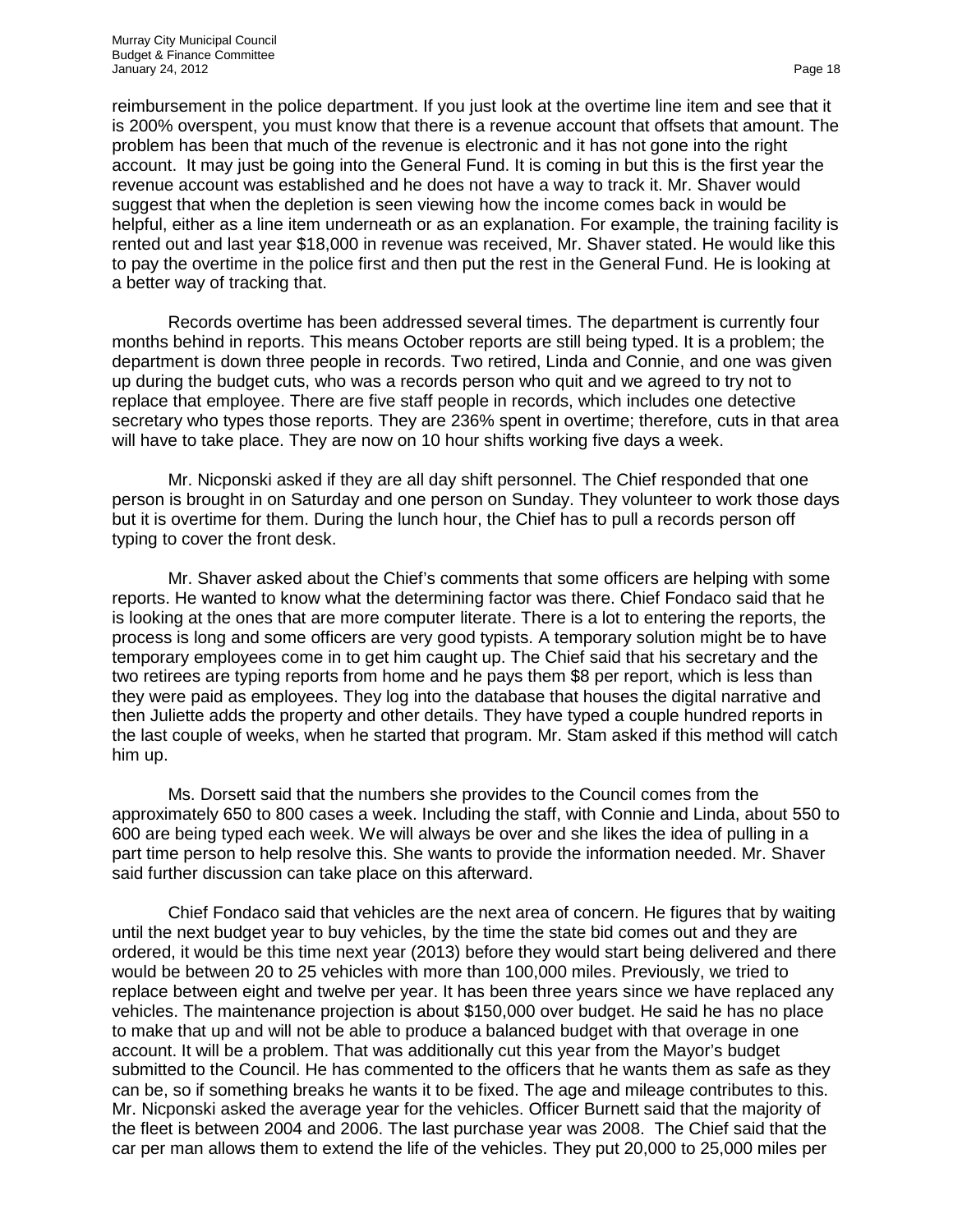reimbursement in the police department. If you just look at the overtime line item and see that it is 200% overspent, you must know that there is a revenue account that offsets that amount. The problem has been that much of the revenue is electronic and it has not gone into the right account. It may just be going into the General Fund. It is coming in but this is the first year the revenue account was established and he does not have a way to track it. Mr. Shaver would suggest that when the depletion is seen viewing how the income comes back in would be helpful, either as a line item underneath or as an explanation. For example, the training facility is rented out and last year $18,000 in revenue was received, Mr. Shaver stated. He would like this to pay the overtime in the police first and then put the rest in the General Fund. He is looking at a better way of tracking that.

Records overtime has been addressed several times. The department is currently four months behind in reports. This means October reports are still being typed. It is a problem; the department is down three people in records. Two retired, Linda and Connie, and one was given up during the budget cuts, who was a records person who quit and we agreed to try not to replace that employee. There are five staff people in records, which includes one detective secretary who types those reports. They are 236% spent in overtime; therefore, cuts in that area will have to take place. They are now on 10 hour shifts working five days a week.

Mr. Nicponski asked if they are all day shift personnel. The Chief responded that one person is brought in on Saturday and one person on Sunday. They volunteer to work those days but it is overtime for them. During the lunch hour, the Chief has to pull a records person off typing to cover the front desk.

Mr. Shaver asked about the Chief's comments that some officers are helping with some reports. He wanted to know what the determining factor was there. Chief Fondaco said that he is looking at the ones that are more computer literate. There is a lot to entering the reports, the process is long and some officers are very good typists. A temporary solution might be to have temporary employees come in to get him caught up. The Chief said that his secretary and the two retirees are typing reports from home and he pays them $8 per report, which is less than they were paid as employees. They log into the database that houses the digital narrative and then Juliette adds the property and other details. They have typed a couple hundred reports in the last couple of weeks, when he started that program. Mr. Stam asked if this method will catch him up.

Ms. Dorsett said that the numbers she provides to the Council comes from the approximately 650 to 800 cases a week. Including the staff, with Connie and Linda, about 550 to 600 are being typed each week. We will always be over and she likes the idea of pulling in a part time person to help resolve this. She wants to provide the information needed. Mr. Shaver said further discussion can take place on this afterward.

Chief Fondaco said that vehicles are the next area of concern. He figures that by waiting until the next budget year to buy vehicles, by the time the state bid comes out and they are ordered, it would be this time next year (2013) before they would start being delivered and there would be between 20 to 25 vehicles with more than 100,000 miles. Previously, we tried to replace between eight and twelve per year. It has been three years since we have replaced any vehicles. The maintenance projection is about $150,000 over budget. He said he has no place to make that up and will not be able to produce a balanced budget with that overage in one account. It will be a problem. That was additionally cut this year from the Mayor's budget submitted to the Council. He has commented to the officers that he wants them as safe as they can be, so if something breaks he wants it to be fixed. The age and mileage contributes to this. Mr. Nicponski asked the average year for the vehicles. Officer Burnett said that the majority of the fleet is between 2004 and 2006. The last purchase year was 2008. The Chief said that the car per man allows them to extend the life of the vehicles. They put 20,000 to 25,000 miles per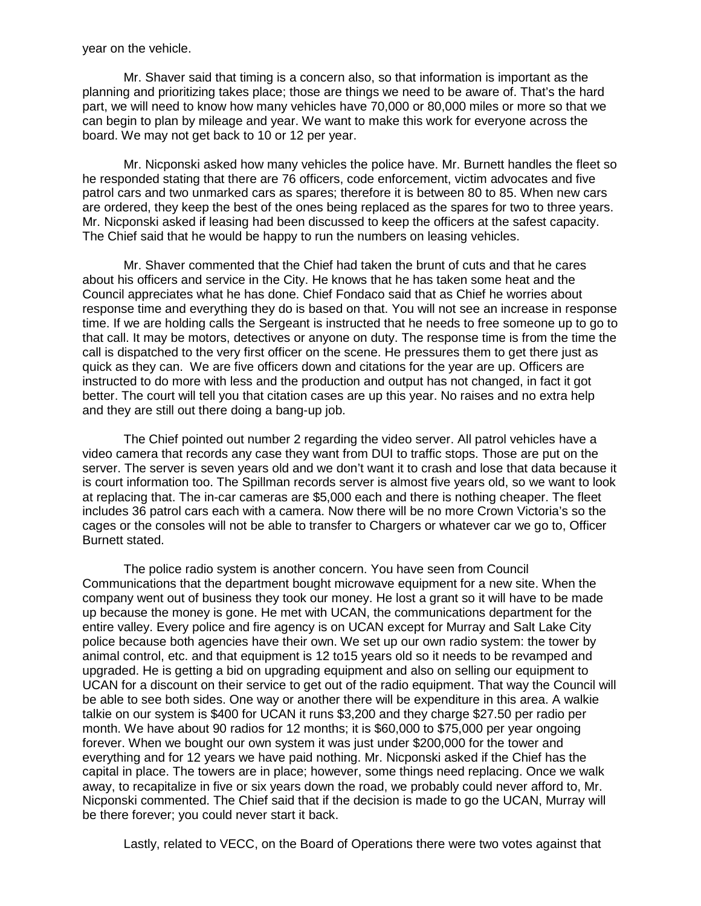year on the vehicle.

Mr. Shaver said that timing is a concern also, so that information is important as the planning and prioritizing takes place; those are things we need to be aware of. That's the hard part, we will need to know how many vehicles have 70,000 or 80,000 miles or more so that we can begin to plan by mileage and year. We want to make this work for everyone across the board. We may not get back to 10 or 12 per year.

Mr. Nicponski asked how many vehicles the police have. Mr. Burnett handles the fleet so he responded stating that there are 76 officers, code enforcement, victim advocates and five patrol cars and two unmarked cars as spares; therefore it is between 80 to 85. When new cars are ordered, they keep the best of the ones being replaced as the spares for two to three years. Mr. Nicponski asked if leasing had been discussed to keep the officers at the safest capacity. The Chief said that he would be happy to run the numbers on leasing vehicles.

Mr. Shaver commented that the Chief had taken the brunt of cuts and that he cares about his officers and service in the City. He knows that he has taken some heat and the Council appreciates what he has done. Chief Fondaco said that as Chief he worries about response time and everything they do is based on that. You will not see an increase in response time. If we are holding calls the Sergeant is instructed that he needs to free someone up to go to that call. It may be motors, detectives or anyone on duty. The response time is from the time the call is dispatched to the very first officer on the scene. He pressures them to get there just as quick as they can. We are five officers down and citations for the year are up. Officers are instructed to do more with less and the production and output has not changed, in fact it got better. The court will tell you that citation cases are up this year. No raises and no extra help and they are still out there doing a bang-up job.

The Chief pointed out number 2 regarding the video server. All patrol vehicles have a video camera that records any case they want from DUI to traffic stops. Those are put on the server. The server is seven years old and we don't want it to crash and lose that data because it is court information too. The Spillman records server is almost five years old, so we want to look at replacing that. The in-car cameras are $5,000 each and there is nothing cheaper. The fleet includes 36 patrol cars each with a camera. Now there will be no more Crown Victoria's so the cages or the consoles will not be able to transfer to Chargers or whatever car we go to, Officer Burnett stated.

The police radio system is another concern. You have seen from Council Communications that the department bought microwave equipment for a new site. When the company went out of business they took our money. He lost a grant so it will have to be made up because the money is gone. He met with UCAN, the communications department for the entire valley. Every police and fire agency is on UCAN except for Murray and Salt Lake City police because both agencies have their own. We set up our own radio system: the tower by animal control, etc. and that equipment is 12 to15 years old so it needs to be revamped and upgraded. He is getting a bid on upgrading equipment and also on selling our equipment to UCAN for a discount on their service to get out of the radio equipment. That way the Council will be able to see both sides. One way or another there will be expenditure in this area. A walkie talkie on our system is $400 for UCAN it runs $3,200 and they charge $27.50 per radio per month. We have about 90 radios for 12 months; it is $60,000 to $75,000 per year ongoing forever. When we bought our own system it was just under $200,000 for the tower and everything and for 12 years we have paid nothing. Mr. Nicponski asked if the Chief has the capital in place. The towers are in place; however, some things need replacing. Once we walk away, to recapitalize in five or six years down the road, we probably could never afford to, Mr. Nicponski commented. The Chief said that if the decision is made to go the UCAN, Murray will be there forever; you could never start it back.

Lastly, related to VECC, on the Board of Operations there were two votes against that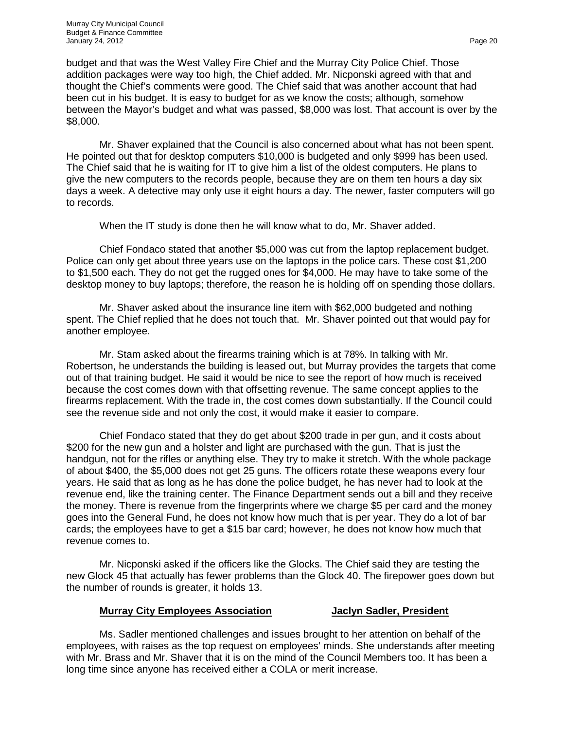budget and that was the West Valley Fire Chief and the Murray City Police Chief. Those addition packages were way too high, the Chief added. Mr. Nicponski agreed with that and thought the Chief's comments were good. The Chief said that was another account that had been cut in his budget. It is easy to budget for as we know the costs; although, somehow between the Mayor's budget and what was passed, $8,000 was lost. That account is over by the $8,000.

Mr. Shaver explained that the Council is also concerned about what has not been spent. He pointed out that for desktop computers $10,000 is budgeted and only $999 has been used. The Chief said that he is waiting for IT to give him a list of the oldest computers. He plans to give the new computers to the records people, because they are on them ten hours a day six days a week. A detective may only use it eight hours a day. The newer, faster computers will go to records.

When the IT study is done then he will know what to do, Mr. Shaver added.

Chief Fondaco stated that another $5,000 was cut from the laptop replacement budget. Police can only get about three years use on the laptops in the police cars. These cost $1,200 to $1,500 each. They do not get the rugged ones for $4,000. He may have to take some of the desktop money to buy laptops; therefore, the reason he is holding off on spending those dollars.

Mr. Shaver asked about the insurance line item with $62,000 budgeted and nothing spent. The Chief replied that he does not touch that. Mr. Shaver pointed out that would pay for another employee.

Mr. Stam asked about the firearms training which is at 78%. In talking with Mr. Robertson, he understands the building is leased out, but Murray provides the targets that come out of that training budget. He said it would be nice to see the report of how much is received because the cost comes down with that offsetting revenue. The same concept applies to the firearms replacement. With the trade in, the cost comes down substantially. If the Council could see the revenue side and not only the cost, it would make it easier to compare.

Chief Fondaco stated that they do get about $200 trade in per gun, and it costs about $200 for the new gun and a holster and light are purchased with the gun. That is just the handgun, not for the rifles or anything else. They try to make it stretch. With the whole package of about $400, the $5,000 does not get 25 guns. The officers rotate these weapons every four years. He said that as long as he has done the police budget, he has never had to look at the revenue end, like the training center. The Finance Department sends out a bill and they receive the money. There is revenue from the fingerprints where we charge $5 per card and the money goes into the General Fund, he does not know how much that is per year. They do a lot of bar cards; the employees have to get a $15 bar card; however, he does not know how much that revenue comes to.

Mr. Nicponski asked if the officers like the Glocks. The Chief said they are testing the new Glock 45 that actually has fewer problems than the Glock 40. The firepower goes down but the number of rounds is greater, it holds 13.

**Murray City Employees Association** **Jaclyn Sadler, President**

Ms. Sadler mentioned challenges and issues brought to her attention on behalf of the employees, with raises as the top request on employees' minds. She understands after meeting with Mr. Brass and Mr. Shaver that it is on the mind of the Council Members too. It has been a long time since anyone has received either a COLA or merit increase.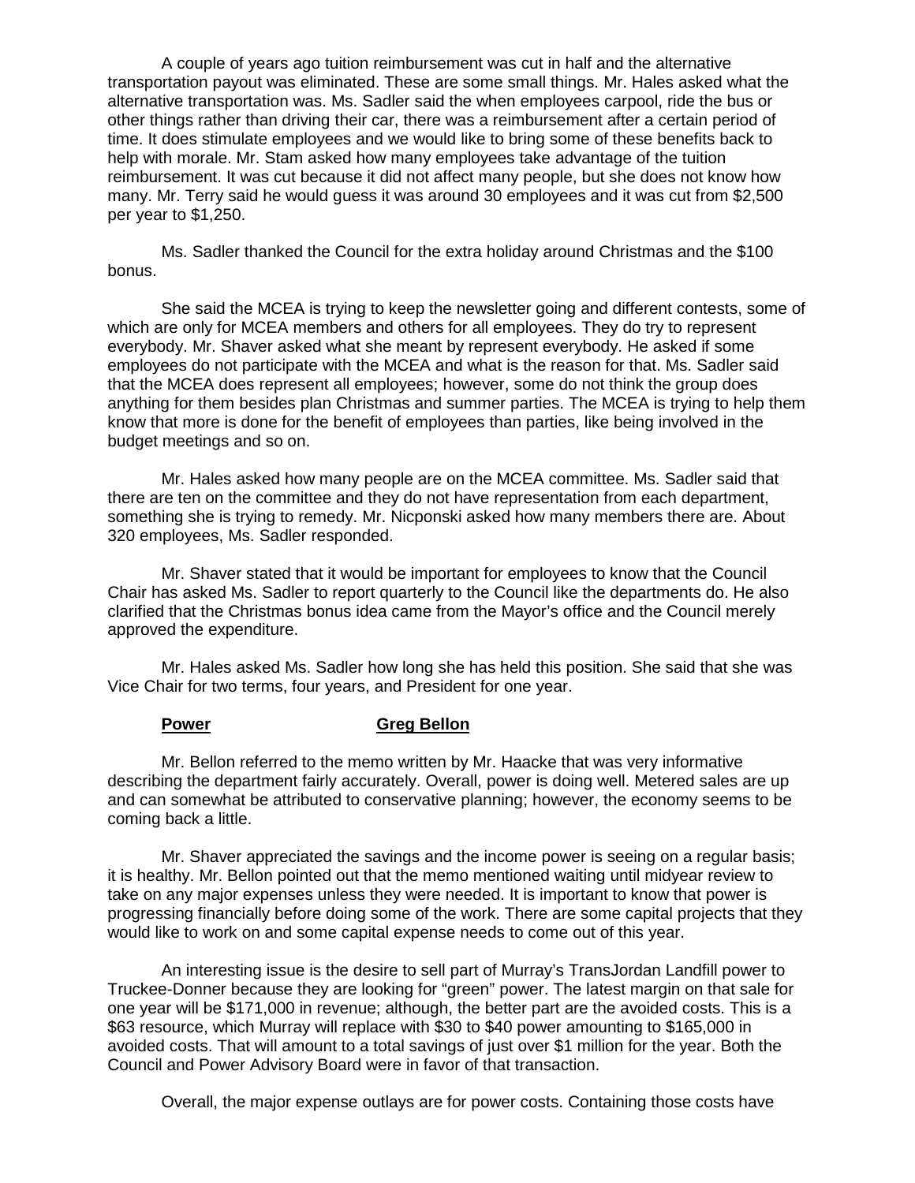A couple of years ago tuition reimbursement was cut in half and the alternative transportation payout was eliminated. These are some small things. Mr. Hales asked what the alternative transportation was. Ms. Sadler said the when employees carpool, ride the bus or other things rather than driving their car, there was a reimbursement after a certain period of time. It does stimulate employees and we would like to bring some of these benefits back to help with morale. Mr. Stam asked how many employees take advantage of the tuition reimbursement. It was cut because it did not affect many people, but she does not know how many. Mr. Terry said he would guess it was around 30 employees and it was cut from $2,500 per year to $1,250.

Ms. Sadler thanked the Council for the extra holiday around Christmas and the $100 bonus.

She said the MCEA is trying to keep the newsletter going and different contests, some of which are only for MCEA members and others for all employees. They do try to represent everybody. Mr. Shaver asked what she meant by represent everybody. He asked if some employees do not participate with the MCEA and what is the reason for that. Ms. Sadler said that the MCEA does represent all employees; however, some do not think the group does anything for them besides plan Christmas and summer parties. The MCEA is trying to help them know that more is done for the benefit of employees than parties, like being involved in the budget meetings and so on.

Mr. Hales asked how many people are on the MCEA committee. Ms. Sadler said that there are ten on the committee and they do not have representation from each department, something she is trying to remedy. Mr. Nicponski asked how many members there are. About 320 employees, Ms. Sadler responded.

Mr. Shaver stated that it would be important for employees to know that the Council Chair has asked Ms. Sadler to report quarterly to the Council like the departments do. He also clarified that the Christmas bonus idea came from the Mayor's office and the Council merely approved the expenditure.

Mr. Hales asked Ms. Sadler how long she has held this position. She said that she was Vice Chair for two terms, four years, and President for one year.

**Power** **Greg Bellon**

Mr. Bellon referred to the memo written by Mr. Haacke that was very informative describing the department fairly accurately. Overall, power is doing well. Metered sales are up and can somewhat be attributed to conservative planning; however, the economy seems to be coming back a little.

Mr. Shaver appreciated the savings and the income power is seeing on a regular basis; it is healthy. Mr. Bellon pointed out that the memo mentioned waiting until midyear review to take on any major expenses unless they were needed. It is important to know that power is progressing financially before doing some of the work. There are some capital projects that they would like to work on and some capital expense needs to come out of this year.

An interesting issue is the desire to sell part of Murray's TransJordan Landfill power to Truckee-Donner because they are looking for "green" power. The latest margin on that sale for one year will be $171,000 in revenue; although, the better part are the avoided costs. This is a $63 resource, which Murray will replace with $30 to $40 power amounting to $165,000 in avoided costs. That will amount to a total savings of just over $1 million for the year. Both the Council and Power Advisory Board were in favor of that transaction.

Overall, the major expense outlays are for power costs. Containing those costs have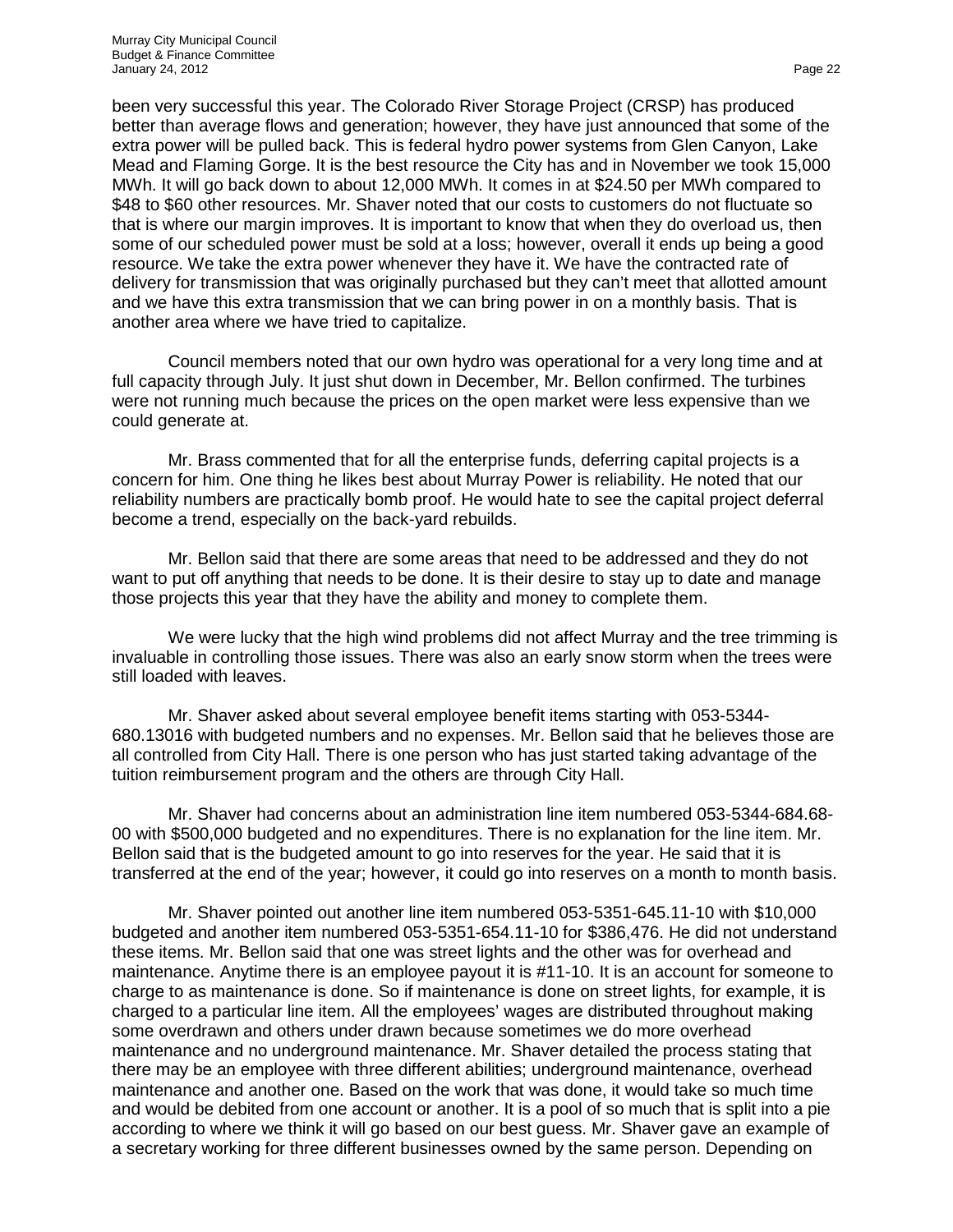been very successful this year. The Colorado River Storage Project (CRSP) has produced better than average flows and generation; however, they have just announced that some of the extra power will be pulled back. This is federal hydro power systems from Glen Canyon, Lake Mead and Flaming Gorge. It is the best resource the City has and in November we took 15,000 MWh. It will go back down to about 12,000 MWh. It comes in at $24.50 per MWh compared to $48 to $60 other resources. Mr. Shaver noted that our costs to customers do not fluctuate so that is where our margin improves. It is important to know that when they do overload us, then some of our scheduled power must be sold at a loss; however, overall it ends up being a good resource. We take the extra power whenever they have it. We have the contracted rate of delivery for transmission that was originally purchased but they can't meet that allotted amount and we have this extra transmission that we can bring power in on a monthly basis. That is another area where we have tried to capitalize.

Council members noted that our own hydro was operational for a very long time and at full capacity through July. It just shut down in December, Mr. Bellon confirmed. The turbines were not running much because the prices on the open market were less expensive than we could generate at.

Mr. Brass commented that for all the enterprise funds, deferring capital projects is a concern for him. One thing he likes best about Murray Power is reliability. He noted that our reliability numbers are practically bomb proof. He would hate to see the capital project deferral become a trend, especially on the back-yard rebuilds.

Mr. Bellon said that there are some areas that need to be addressed and they do not want to put off anything that needs to be done. It is their desire to stay up to date and manage those projects this year that they have the ability and money to complete them.

We were lucky that the high wind problems did not affect Murray and the tree trimming is invaluable in controlling those issues. There was also an early snow storm when the trees were still loaded with leaves.

Mr. Shaver asked about several employee benefit items starting with 053-5344-680.13016 with budgeted numbers and no expenses. Mr. Bellon said that he believes those are all controlled from City Hall. There is one person who has just started taking advantage of the tuition reimbursement program and the others are through City Hall.

Mr. Shaver had concerns about an administration line item numbered 053-5344-684.68-00 with $500,000 budgeted and no expenditures. There is no explanation for the line item. Mr. Bellon said that is the budgeted amount to go into reserves for the year. He said that it is transferred at the end of the year; however, it could go into reserves on a month to month basis.

Mr. Shaver pointed out another line item numbered 053-5351-645.11-10 with $10,000 budgeted and another item numbered 053-5351-654.11-10 for $386,476. He did not understand these items. Mr. Bellon said that one was street lights and the other was for overhead and maintenance. Anytime there is an employee payout it is #11-10. It is an account for someone to charge to as maintenance is done. So if maintenance is done on street lights, for example, it is charged to a particular line item. All the employees' wages are distributed throughout making some overdrawn and others under drawn because sometimes we do more overhead maintenance and no underground maintenance. Mr. Shaver detailed the process stating that there may be an employee with three different abilities; underground maintenance, overhead maintenance and another one. Based on the work that was done, it would take so much time and would be debited from one account or another. It is a pool of so much that is split into a pie according to where we think it will go based on our best guess. Mr. Shaver gave an example of a secretary working for three different businesses owned by the same person. Depending on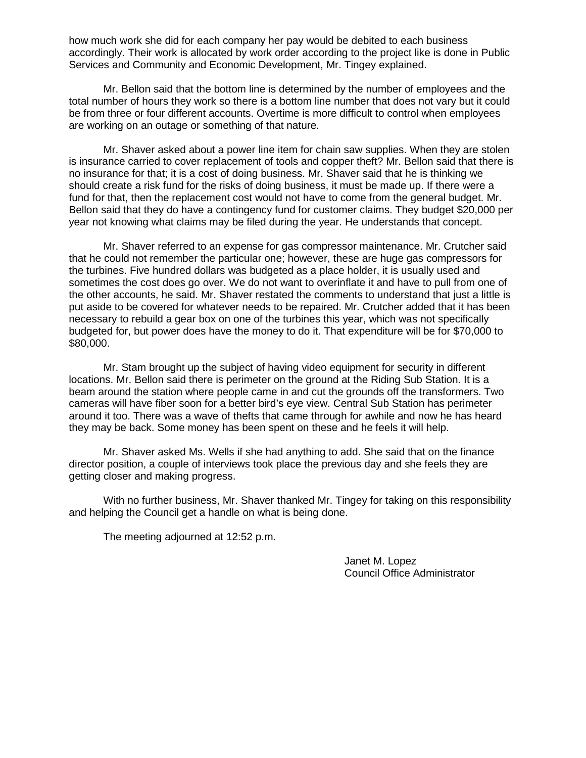how much work she did for each company her pay would be debited to each business accordingly. Their work is allocated by work order according to the project like is done in Public Services and Community and Economic Development, Mr. Tingey explained.

Mr. Bellon said that the bottom line is determined by the number of employees and the total number of hours they work so there is a bottom line number that does not vary but it could be from three or four different accounts. Overtime is more difficult to control when employees are working on an outage or something of that nature.

Mr. Shaver asked about a power line item for chain saw supplies. When they are stolen is insurance carried to cover replacement of tools and copper theft? Mr. Bellon said that there is no insurance for that; it is a cost of doing business. Mr. Shaver said that he is thinking we should create a risk fund for the risks of doing business, it must be made up. If there were a fund for that, then the replacement cost would not have to come from the general budget. Mr. Bellon said that they do have a contingency fund for customer claims. They budget $20,000 per year not knowing what claims may be filed during the year. He understands that concept.

Mr. Shaver referred to an expense for gas compressor maintenance. Mr. Crutcher said that he could not remember the particular one; however, these are huge gas compressors for the turbines. Five hundred dollars was budgeted as a place holder, it is usually used and sometimes the cost does go over. We do not want to overinflate it and have to pull from one of the other accounts, he said. Mr. Shaver restated the comments to understand that just a little is put aside to be covered for whatever needs to be repaired. Mr. Crutcher added that it has been necessary to rebuild a gear box on one of the turbines this year, which was not specifically budgeted for, but power does have the money to do it. That expenditure will be for $70,000 to $80,000.

Mr. Stam brought up the subject of having video equipment for security in different locations. Mr. Bellon said there is perimeter on the ground at the Riding Sub Station. It is a beam around the station where people came in and cut the grounds off the transformers. Two cameras will have fiber soon for a better bird's eye view. Central Sub Station has perimeter around it too. There was a wave of thefts that came through for awhile and now he has heard they may be back. Some money has been spent on these and he feels it will help.

Mr. Shaver asked Ms. Wells if she had anything to add. She said that on the finance director position, a couple of interviews took place the previous day and she feels they are getting closer and making progress.

With no further business, Mr. Shaver thanked Mr. Tingey for taking on this responsibility and helping the Council get a handle on what is being done.

The meeting adjourned at 12:52 p.m.

Janet M. Lopez
Council Office Administrator